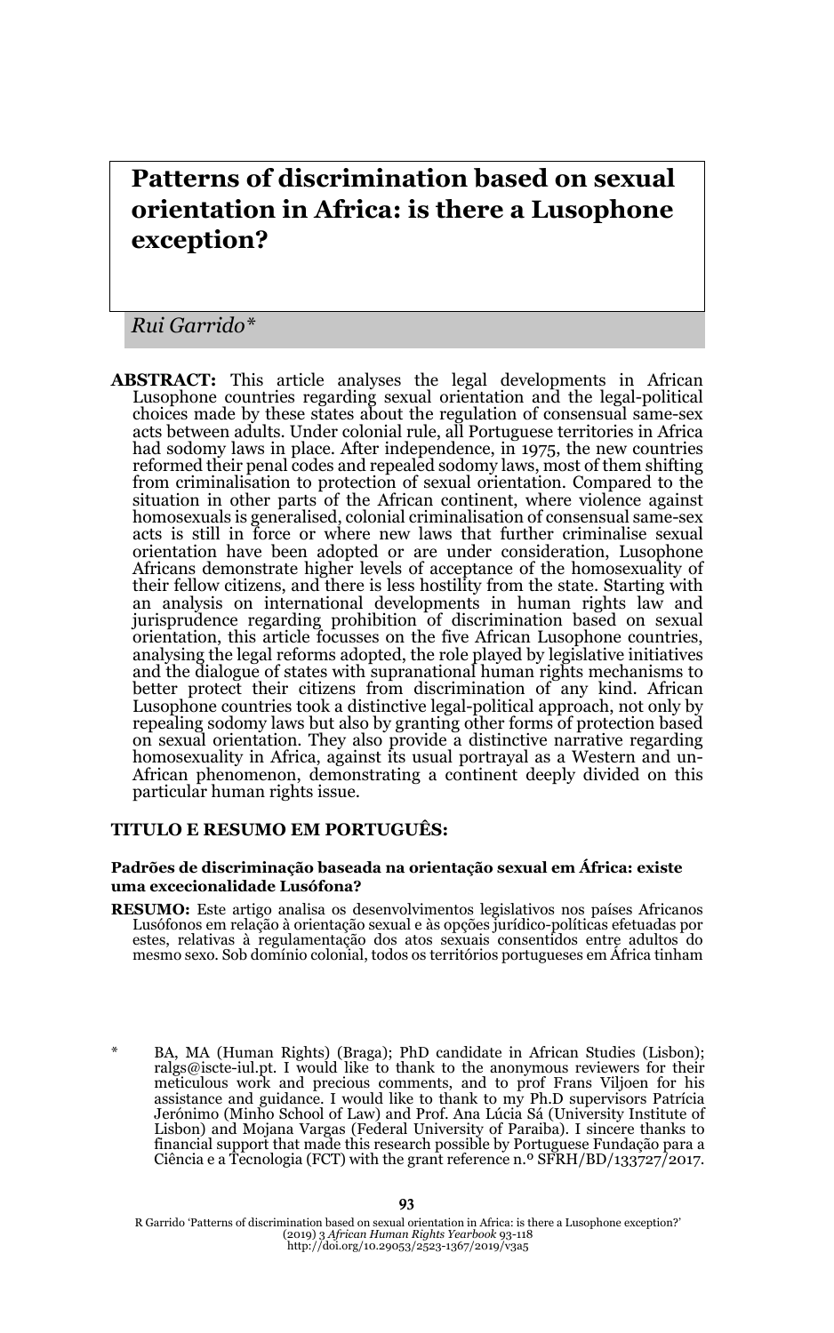# Patterns of discrimination based on sexual orientation in Africa: is there a Lusophone exception?

*Rui Garrido**

**ABSTRACT:** This article analyses the legal developments in African Lusophone countries regarding sexual orientation and the legal-political choices made by these states about the regulation of consensual same-sex acts between adults. Under colonial rule, all Portuguese territories in Africa had sodomy laws in place. After independence, in 1975, the new countries reformed their penal codes and repealed sodomy laws, most of them shifting from criminalisation to protection of sexual orientation. Compared to the situation in other parts of the African continent, where violence against homosexuals is generalised, colonial criminalisation of consensual same-sex acts is still in force or where new laws that further criminalise sexual orientation have been adopted or are under consideration, Lusophone Africans demonstrate higher levels of acceptance of the homosexuality of their fellow citizens, and there is less hostility from the state. Starting with an analysis on international developments in human rights law and jurisprudence regarding prohibition of discrimination based on sexual orientation, this article focusses on the five African Lusophone countries, analysing the legal reforms adopted, the role played by legislative initiatives and the dialogue of states with supranational human rights mechanisms to better protect their citizens from discrimination of any kind. African Lusophone countries took a distinctive legal-political approach, not only by repealing sodomy laws but also by granting other forms of protection based on sexual orientation. They also provide a distinctive narrative regarding homosexuality in Africa, against its usual portrayal as a Western and un-African phenomenon, demonstrating a continent deeply divided on this particular human rights issue.

## TITULO E RESUMO EM PORTUGUÊS:

**Padrões de discriminação baseada na orientação sexual em África: existe uma excecionalidade Lusófona?**

**RESUMO:** Este artigo analisa os desenvolvimentos legislativos nos países Africanos Lusófonos em relação à orientação sexual e às opções jurídico-políticas efetuadas por estes, relativas à regulamentação dos atos sexuais consentidos entre adultos do mesmo sexo. Sob domínio colonial, todos os territórios portugueses em África tinham

\* BA, MA (Human Rights) (Braga); PhD candidate in African Studies (Lisbon); ralgs@iscte-iul.pt. I would like to thank to the anonymous reviewers for their meticulous work and precious comments, and to prof Frans Viljoen for his assistance and guidance. I would like to thank to my Ph.D supervisors Patrícia Jerónimo (Minho School of Law) and Prof. Ana Lúcia Sá (University Institute of Lisbon) and Mojana Vargas (Federal University of Paraiba). I sincere thanks to financial support that made this research possible by Portuguese Fundação para a Ciência e a Tecnologia (FCT) with the grant reference n.º SFRH/BD/133727/2017.

R Garrido 'Patterns of discrimination based on sexual orientation in Africa: is there a Lusophone exception?' (2019) 3 *African Human Rights Yearbook* 93-118
http://doi.org/10.29053/2523-1367/2019/v3a5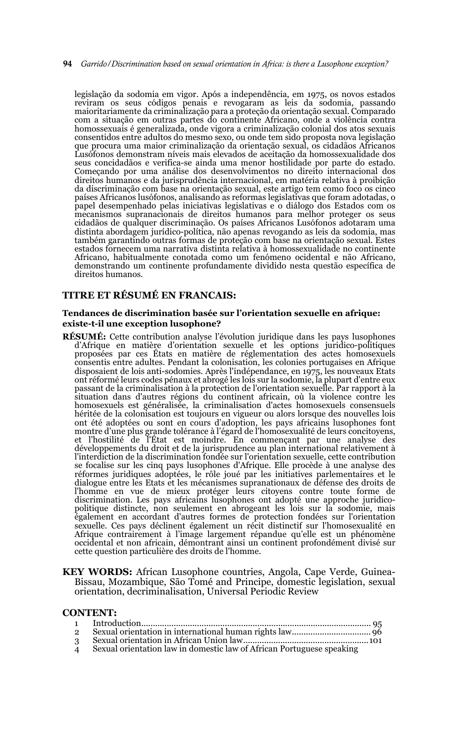legislação da sodomia em vigor. Após a independência, em 1975, os novos estados reviram os seus códigos penais e revogaram as leis da sodomia, passando maioritariamente da criminalização para a proteção da orientação sexual. Comparado com a situação em outras partes do continente Africano, onde a violência contra homossexuais é generalizada, onde vigora a criminalização colonial dos atos sexuais consentidos entre adultos do mesmo sexo, ou onde tem sido proposta nova legislação que procura uma maior criminalização da orientação sexual, os cidadãos Africanos Lusófonos demonstram níveis mais elevados de aceitação da homossexualidade dos seus concidadãos e verifica-se ainda uma menor hostilidade por parte do estado. Começando por uma análise dos desenvolvimentos no direito internacional dos direitos humanos e da jurisprudência internacional, em matéria relativa à proibição da discriminação com base na orientação sexual, este artigo tem como foco os cinco países Africanos lusófonos, analisando as reformas legislativas que foram adotadas, o papel desempenhado pelas iniciativas legislativas e o diálogo dos Estados com os mecanismos supranacionais de direitos humanos para melhor proteger os seus cidadãos de qualquer discriminação. Os países Africanos Lusófonos adotaram uma distinta abordagem jurídico-política, não apenas revogando as leis da sodomia, mas também garantindo outras formas de proteção com base na orientação sexual. Estes estados fornecem uma narrativa distinta relativa à homossexualidade no continente Africano, habitualmente conotada como um fenómeno ocidental e não Africano, demonstrando um continente profundamente dividido nesta questão específica de direitos humanos.

## TITRE ET RÉSUMÉ EN FRANCAIS:

**Tendances de discrimination basée sur l'orientation sexuelle en afrique: existe-t-il une exception lusophone?**

**RÉSUMÉ:** Cette contribution analyse l'évolution juridique dans les pays lusophones d'Afrique en matière d'orientation sexuelle et les options juridico-politiques proposées par ces États en matière de réglementation des actes homosexuels consentis entre adultes. Pendant la colonisation, les colonies portugaises en Afrique disposaient de lois anti-sodomies. Après l'indépendance, en 1975, les nouveaux Etats ont réformé leurs codes pénaux et abrogé les lois sur la sodomie, la plupart d'entre eux passant de la criminalisation à la protection de l'orientation sexuelle. Par rapport à la situation dans d'autres régions du continent africain, où la violence contre les homosexuels est généralisée, la criminalisation d'actes homosexuels consensuels héritée de la colonisation est toujours en vigueur ou alors lorsque des nouvelles lois ont été adoptées ou sont en cours d'adoption, les pays africains lusophones font montre d'une plus grande tolérance à l'égard de l'homosexualité de leurs concitoyens, et l'hostilité de l'État est moindre. En commençant par une analyse des développements du droit et de la jurisprudence au plan international relativement à l'interdiction de la discrimination fondée sur l'orientation sexuelle, cette contribution se focalise sur les cinq pays lusophones d'Afrique. Elle procède à une analyse des réformes juridiques adoptées, le rôle joué par les initiatives parlementaires et le dialogue entre les Etats et les mécanismes supranationaux de défense des droits de l'homme en vue de mieux protéger leurs citoyens contre toute forme de discrimination. Les pays africains lusophones ont adopté une approche juridico-politique distincte, non seulement en abrogeant les lois sur la sodomie, mais également en accordant d'autres formes de protection fondées sur l'orientation sexuelle. Ces pays déclinent également un récit distinctif sur l'homosexualité en Afrique contrairement à l'image largement répandue qu'elle est un phénomène occidental et non africain, démontrant ainsi un continent profondément divisé sur cette question particulière des droits de l'homme.

**KEY WORDS:** African Lusophone countries, Angola, Cape Verde, Guinea-Bissau, Mozambique, São Tomé and Principe, domestic legislation, sexual orientation, decriminalisation, Universal Periodic Review

## CONTENT:

1 Introduction.................................................................................................. 95
2 Sexual orientation in international human rights law................................. 96
3 Sexual orientation in African Union law.....................................................101
4 Sexual orientation law in domestic law of African Portuguese speaking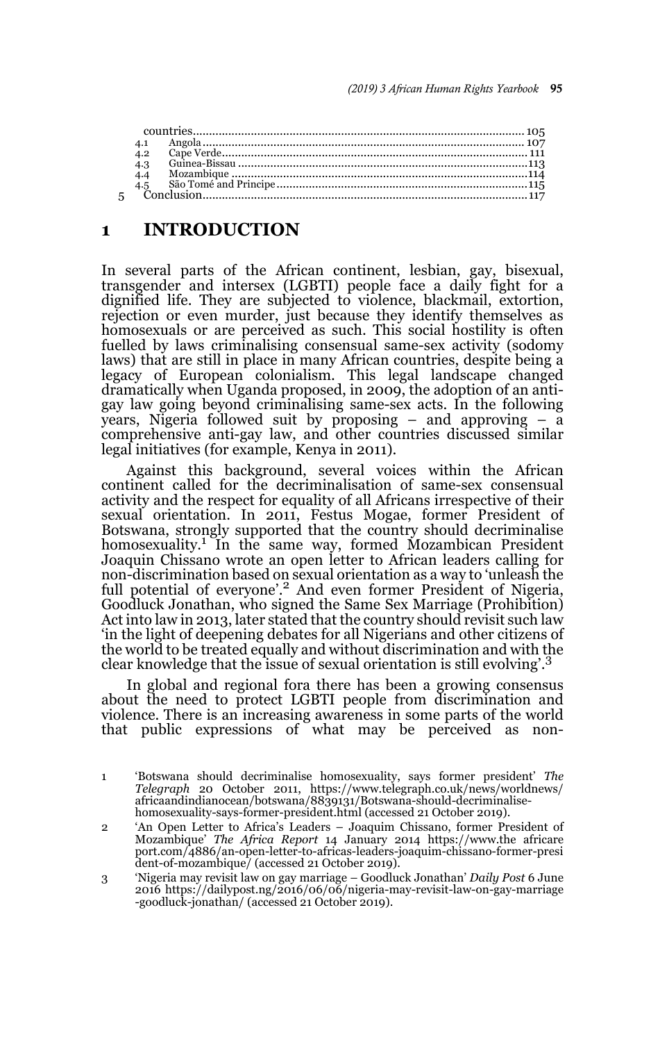countries ........................................................................................ 105
4.1 Angola ........................................................................................ 107
4.2 Cape Verde ........................................................................................ 111
4.3 Guinea-Bissau ........................................................................................ 113
4.4 Mozambique ........................................................................................ 114
4.5 São Tomé and Principe ........................................................................................ 115
5 Conclusion ........................................................................................ 117

# 1 INTRODUCTION

In several parts of the African continent, lesbian, gay, bisexual, transgender and intersex (LGBTI) people face a daily fight for a dignified life. They are subjected to violence, blackmail, extortion, rejection or even murder, just because they identify themselves as homosexuals or are perceived as such. This social hostility is often fuelled by laws criminalising consensual same-sex activity (sodomy laws) that are still in place in many African countries, despite being a legacy of European colonialism. This legal landscape changed dramatically when Uganda proposed, in 2009, the adoption of an anti-gay law going beyond criminalising same-sex acts. In the following years, Nigeria followed suit by proposing – and approving – a comprehensive anti-gay law, and other countries discussed similar legal initiatives (for example, Kenya in 2011).

Against this background, several voices within the African continent called for the decriminalisation of same-sex consensual activity and the respect for equality of all Africans irrespective of their sexual orientation. In 2011, Festus Mogae, former President of Botswana, strongly supported that the country should decriminalise homosexuality.[1] In the same way, formed Mozambican President Joaquin Chissano wrote an open letter to African leaders calling for non-discrimination based on sexual orientation as a way to 'unleash the full potential of everyone'.[2] And even former President of Nigeria, Goodluck Jonathan, who signed the Same Sex Marriage (Prohibition) Act into law in 2013, later stated that the country should revisit such law 'in the light of deepening debates for all Nigerians and other citizens of the world to be treated equally and without discrimination and with the clear knowledge that the issue of sexual orientation is still evolving'.[3]

In global and regional fora there has been a growing consensus about the need to protect LGBTI people from discrimination and violence. There is an increasing awareness in some parts of the world that public expressions of what may be perceived as non-

1 'Botswana should decriminalise homosexuality, says former president' *The Telegraph* 20 October 2011, https://www.telegraph.co.uk/news/worldnews/africaandindianocean/botswana/8839131/Botswana-should-decriminalise-homosexuality-says-former-president.html (accessed 21 October 2019).

2 'An Open Letter to Africa's Leaders – Joaquim Chissano, former President of Mozambique' *The Africa Report* 14 January 2014 https://www.theafricareport.com/4886/an-open-letter-to-africas-leaders-joaquim-chissano-former-president-of-mozambique/ (accessed 21 October 2019).

3 'Nigeria may revisit law on gay marriage – Goodluck Jonathan' *Daily Post* 6 June 2016 https://dailypost.ng/2016/06/06/nigeria-may-revisit-law-on-gay-marriage-goodluck-jonathan/ (accessed 21 October 2019).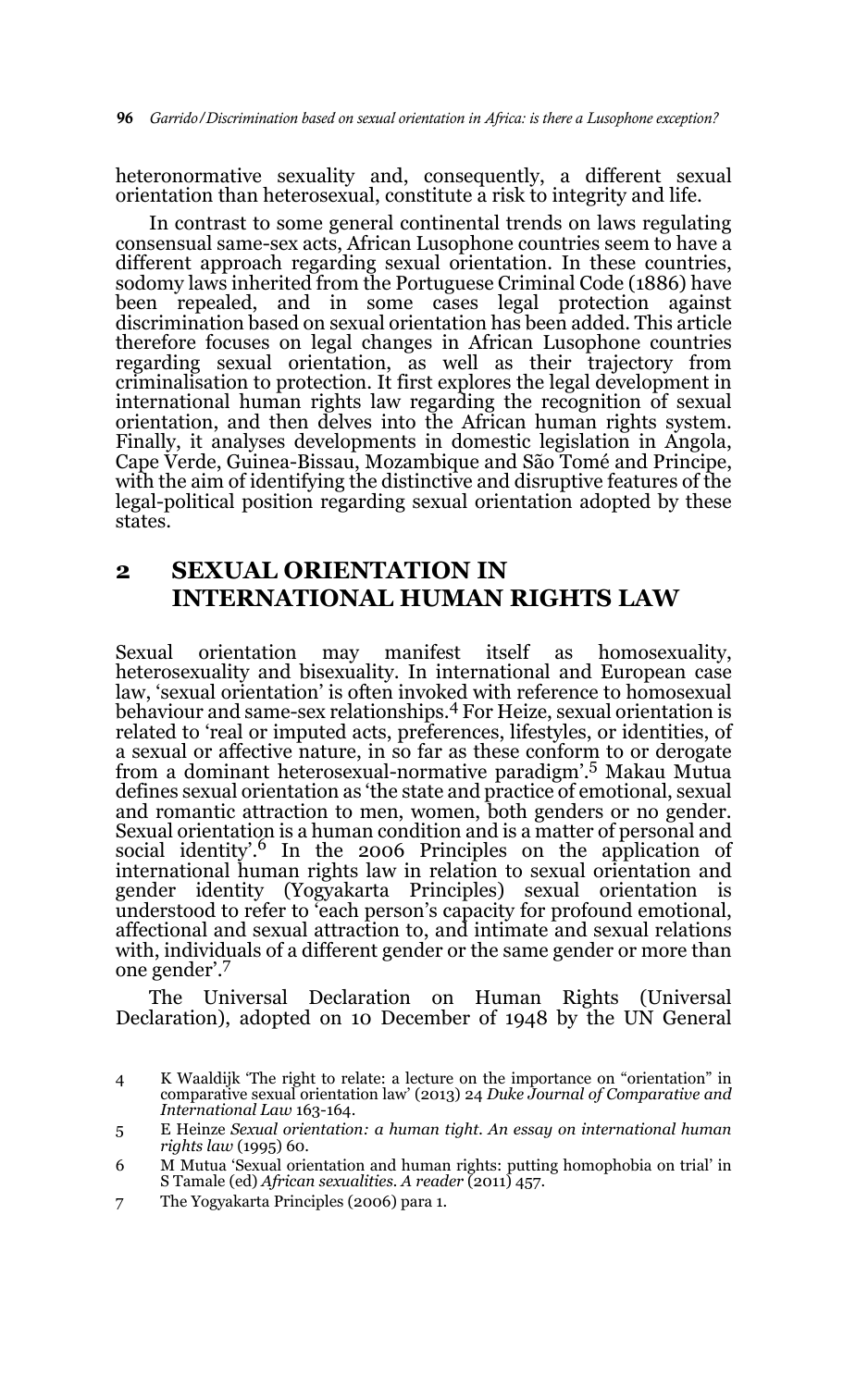heteronormative sexuality and, consequently, a different sexual orientation than heterosexual, constitute a risk to integrity and life.

In contrast to some general continental trends on laws regulating consensual same-sex acts, African Lusophone countries seem to have a different approach regarding sexual orientation. In these countries, sodomy laws inherited from the Portuguese Criminal Code (1886) have been repealed, and in some cases legal protection against discrimination based on sexual orientation has been added. This article therefore focuses on legal changes in African Lusophone countries regarding sexual orientation, as well as their trajectory from criminalisation to protection. It first explores the legal development in international human rights law regarding the recognition of sexual orientation, and then delves into the African human rights system. Finally, it analyses developments in domestic legislation in Angola, Cape Verde, Guinea-Bissau, Mozambique and São Tomé and Principe, with the aim of identifying the distinctive and disruptive features of the legal-political position regarding sexual orientation adopted by these states.

## 2 SEXUAL ORIENTATION IN INTERNATIONAL HUMAN RIGHTS LAW

Sexual orientation may manifest itself as homosexuality, heterosexuality and bisexuality. In international and European case law, 'sexual orientation' is often invoked with reference to homosexual behaviour and same-sex relationships.[4] For Heize, sexual orientation is related to 'real or imputed acts, preferences, lifestyles, or identities, of a sexual or affective nature, in so far as these conform to or derogate from a dominant heterosexual-normative paradigm'.[5] Makau Mutua defines sexual orientation as 'the state and practice of emotional, sexual and romantic attraction to men, women, both genders or no gender. Sexual orientation is a human condition and is a matter of personal and social identity'.[6] In the 2006 Principles on the application of international human rights law in relation to sexual orientation and gender identity (Yogyakarta Principles) sexual orientation is understood to refer to 'each person's capacity for profound emotional, affectional and sexual attraction to, and intimate and sexual relations with, individuals of a different gender or the same gender or more than one gender'.[7]

The Universal Declaration on Human Rights (Universal Declaration), adopted on 10 December of 1948 by the UN General

4 K Waaldijk 'The right to relate: a lecture on the importance on "orientation" in comparative sexual orientation law' (2013) 24 *Duke Journal of Comparative and International Law* 163-164.

5 E Heinze *Sexual orientation: a human tight. An essay on international human rights law* (1995) 60.

6 M Mutua 'Sexual orientation and human rights: putting homophobia on trial' in S Tamale (ed) *African sexualities. A reader* (2011) 457.

7 The Yogyakarta Principles (2006) para 1.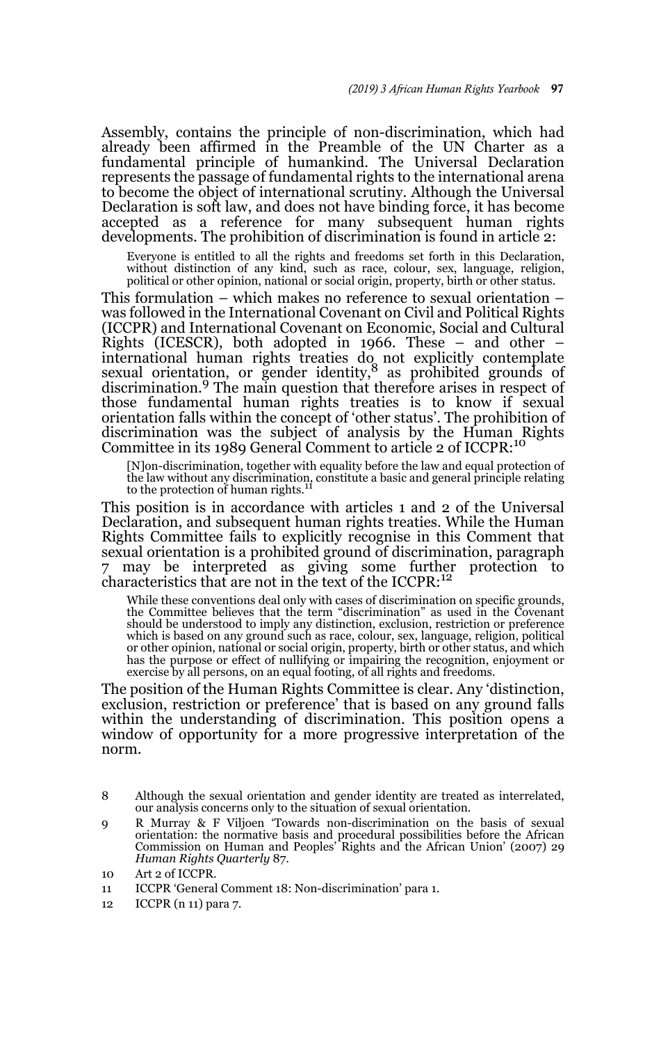Assembly, contains the principle of non-discrimination, which had already been affirmed in the Preamble of the UN Charter as a fundamental principle of humankind. The Universal Declaration represents the passage of fundamental rights to the international arena to become the object of international scrutiny. Although the Universal Declaration is soft law, and does not have binding force, it has become accepted as a reference for many subsequent human rights developments. The prohibition of discrimination is found in article 2:

> Everyone is entitled to all the rights and freedoms set forth in this Declaration, without distinction of any kind, such as race, colour, sex, language, religion, political or other opinion, national or social origin, property, birth or other status.

This formulation – which makes no reference to sexual orientation – was followed in the International Covenant on Civil and Political Rights (ICCPR) and International Covenant on Economic, Social and Cultural Rights (ICESCR), both adopted in 1966. These – and other – international human rights treaties do not explicitly contemplate sexual orientation, or gender identity,[8] as prohibited grounds of discrimination.[9] The main question that therefore arises in respect of those fundamental human rights treaties is to know if sexual orientation falls within the concept of 'other status'. The prohibition of discrimination was the subject of analysis by the Human Rights Committee in its 1989 General Comment to article 2 of ICCPR:[10]

> [N]on-discrimination, together with equality before the law and equal protection of the law without any discrimination, constitute a basic and general principle relating to the protection of human rights.[11]

This position is in accordance with articles 1 and 2 of the Universal Declaration, and subsequent human rights treaties. While the Human Rights Committee fails to explicitly recognise in this Comment that sexual orientation is a prohibited ground of discrimination, paragraph 7 may be interpreted as giving some further protection to characteristics that are not in the text of the ICCPR:[12]

> While these conventions deal only with cases of discrimination on specific grounds, the Committee believes that the term "discrimination" as used in the Covenant should be understood to imply any distinction, exclusion, restriction or preference which is based on any ground such as race, colour, sex, language, religion, political or other opinion, national or social origin, property, birth or other status, and which has the purpose or effect of nullifying or impairing the recognition, enjoyment or exercise by all persons, on an equal footing, of all rights and freedoms.

The position of the Human Rights Committee is clear. Any 'distinction, exclusion, restriction or preference' that is based on any ground falls within the understanding of discrimination. This position opens a window of opportunity for a more progressive interpretation of the norm.

---

8 Although the sexual orientation and gender identity are treated as interrelated, our analysis concerns only to the situation of sexual orientation.

9 R Murray & F Viljoen 'Towards non-discrimination on the basis of sexual orientation: the normative basis and procedural possibilities before the African Commission on Human and Peoples' Rights and the African Union' (2007) 29 *Human Rights Quarterly* 87.

10 Art 2 of ICCPR.

11 ICCPR 'General Comment 18: Non-discrimination' para 1.

12 ICCPR (n 11) para 7.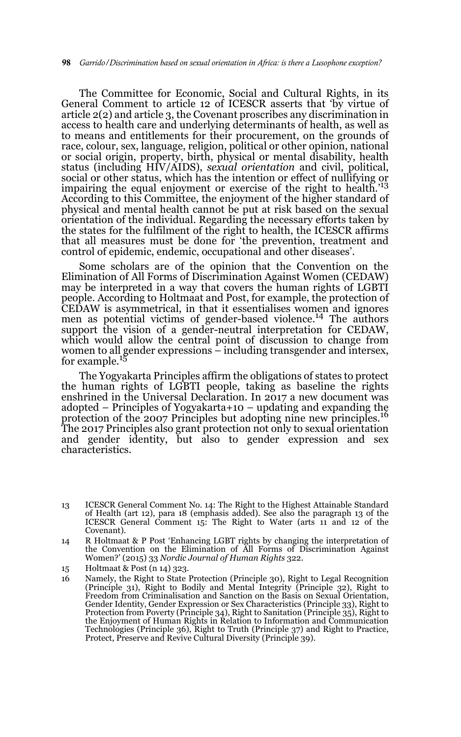The Committee for Economic, Social and Cultural Rights, in its General Comment to article 12 of ICESCR asserts that 'by virtue of article 2(2) and article 3, the Covenant proscribes any discrimination in access to health care and underlying determinants of health, as well as to means and entitlements for their procurement, on the grounds of race, colour, sex, language, religion, political or other opinion, national or social origin, property, birth, physical or mental disability, health status (including HIV/AIDS), *sexual orientation* and civil, political, social or other status, which has the intention or effect of nullifying or impairing the equal enjoyment or exercise of the right to health.'[13] According to this Committee, the enjoyment of the higher standard of physical and mental health cannot be put at risk based on the sexual orientation of the individual. Regarding the necessary efforts taken by the states for the fulfilment of the right to health, the ICESCR affirms that all measures must be done for 'the prevention, treatment and control of epidemic, endemic, occupational and other diseases'.

Some scholars are of the opinion that the Convention on the Elimination of All Forms of Discrimination Against Women (CEDAW) may be interpreted in a way that covers the human rights of LGBTI people. According to Holtmaat and Post, for example, the protection of CEDAW is asymmetrical, in that it essentialises women and ignores men as potential victims of gender-based violence.[14] The authors support the vision of a gender-neutral interpretation for CEDAW, which would allow the central point of discussion to change from women to all gender expressions – including transgender and intersex, for example.[15]

The Yogyakarta Principles affirm the obligations of states to protect the human rights of LGBTI people, taking as baseline the rights enshrined in the Universal Declaration. In 2017 a new document was adopted – Principles of Yogyakarta+10 – updating and expanding the protection of the 2007 Principles but adopting nine new principles.[16] The 2017 Principles also grant protection not only to sexual orientation and gender identity, but also to gender expression and sex characteristics.

---

13 ICESCR General Comment No. 14: The Right to the Highest Attainable Standard of Health (art 12), para 18 (emphasis added). See also the paragraph 13 of the ICESCR General Comment 15: The Right to Water (arts 11 and 12 of the Covenant).

14 R Holtmaat & P Post 'Enhancing LGBT rights by changing the interpretation of the Convention on the Elimination of All Forms of Discrimination Against Women?' (2015) 33 *Nordic Journal of Human Rights* 322.

15 Holtmaat & Post (n 14) 323.

16 Namely, the Right to State Protection (Principle 30), Right to Legal Recognition (Principle 31), Right to Bodily and Mental Integrity (Principle 32), Right to Freedom from Criminalisation and Sanction on the Basis on Sexual Orientation, Gender Identity, Gender Expression or Sex Characteristics (Principle 33), Right to Protection from Poverty (Principle 34), Right to Sanitation (Principle 35), Right to the Enjoyment of Human Rights in Relation to Information and Communication Technologies (Principle 36), Right to Truth (Principle 37) and Right to Practice, Protect, Preserve and Revive Cultural Diversity (Principle 39).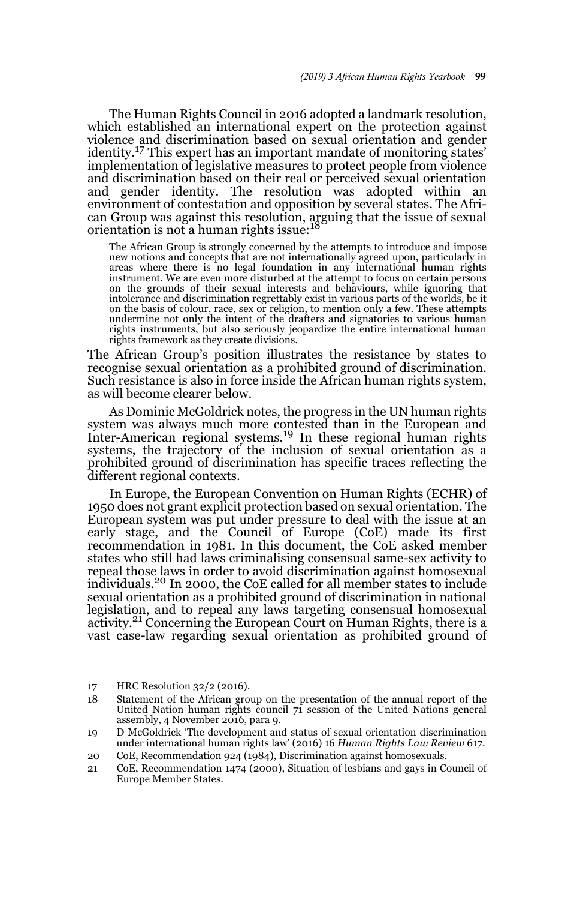The Human Rights Council in 2016 adopted a landmark resolution, which established an international expert on the protection against violence and discrimination based on sexual orientation and gender identity.[17] This expert has an important mandate of monitoring states' implementation of legislative measures to protect people from violence and discrimination based on their real or perceived sexual orientation and gender identity. The resolution was adopted within an environment of contestation and opposition by several states. The African Group was against this resolution, arguing that the issue of sexual orientation is not a human rights issue:[18]

> The African Group is strongly concerned by the attempts to introduce and impose new notions and concepts that are not internationally agreed upon, particularly in areas where there is no legal foundation in any international human rights instrument. We are even more disturbed at the attempt to focus on certain persons on the grounds of their sexual interests and behaviours, while ignoring that intolerance and discrimination regrettably exist in various parts of the worlds, be it on the basis of colour, race, sex or religion, to mention only a few. These attempts undermine not only the intent of the drafters and signatories to various human rights instruments, but also seriously jeopardize the entire international human rights framework as they create divisions.

The African Group's position illustrates the resistance by states to recognise sexual orientation as a prohibited ground of discrimination. Such resistance is also in force inside the African human rights system, as will become clearer below.

As Dominic McGoldrick notes, the progress in the UN human rights system was always much more contested than in the European and Inter-American regional systems.[19] In these regional human rights systems, the trajectory of the inclusion of sexual orientation as a prohibited ground of discrimination has specific traces reflecting the different regional contexts.

In Europe, the European Convention on Human Rights (ECHR) of 1950 does not grant explicit protection based on sexual orientation. The European system was put under pressure to deal with the issue at an early stage, and the Council of Europe (CoE) made its first recommendation in 1981. In this document, the CoE asked member states who still had laws criminalising consensual same-sex activity to repeal those laws in order to avoid discrimination against homosexual individuals.[20] In 2000, the CoE called for all member states to include sexual orientation as a prohibited ground of discrimination in national legislation, and to repeal any laws targeting consensual homosexual activity.[21] Concerning the European Court on Human Rights, there is a vast case-law regarding sexual orientation as prohibited ground of

---

17 HRC Resolution 32/2 (2016).

18 Statement of the African group on the presentation of the annual report of the United Nation human rights council 71 session of the United Nations general assembly, 4 November 2016, para 9.

19 D McGoldrick 'The development and status of sexual orientation discrimination under international human rights law' (2016) 16 *Human Rights Law Review* 617.

20 CoE, Recommendation 924 (1984), Discrimination against homosexuals.

21 CoE, Recommendation 1474 (2000), Situation of lesbians and gays in Council of Europe Member States.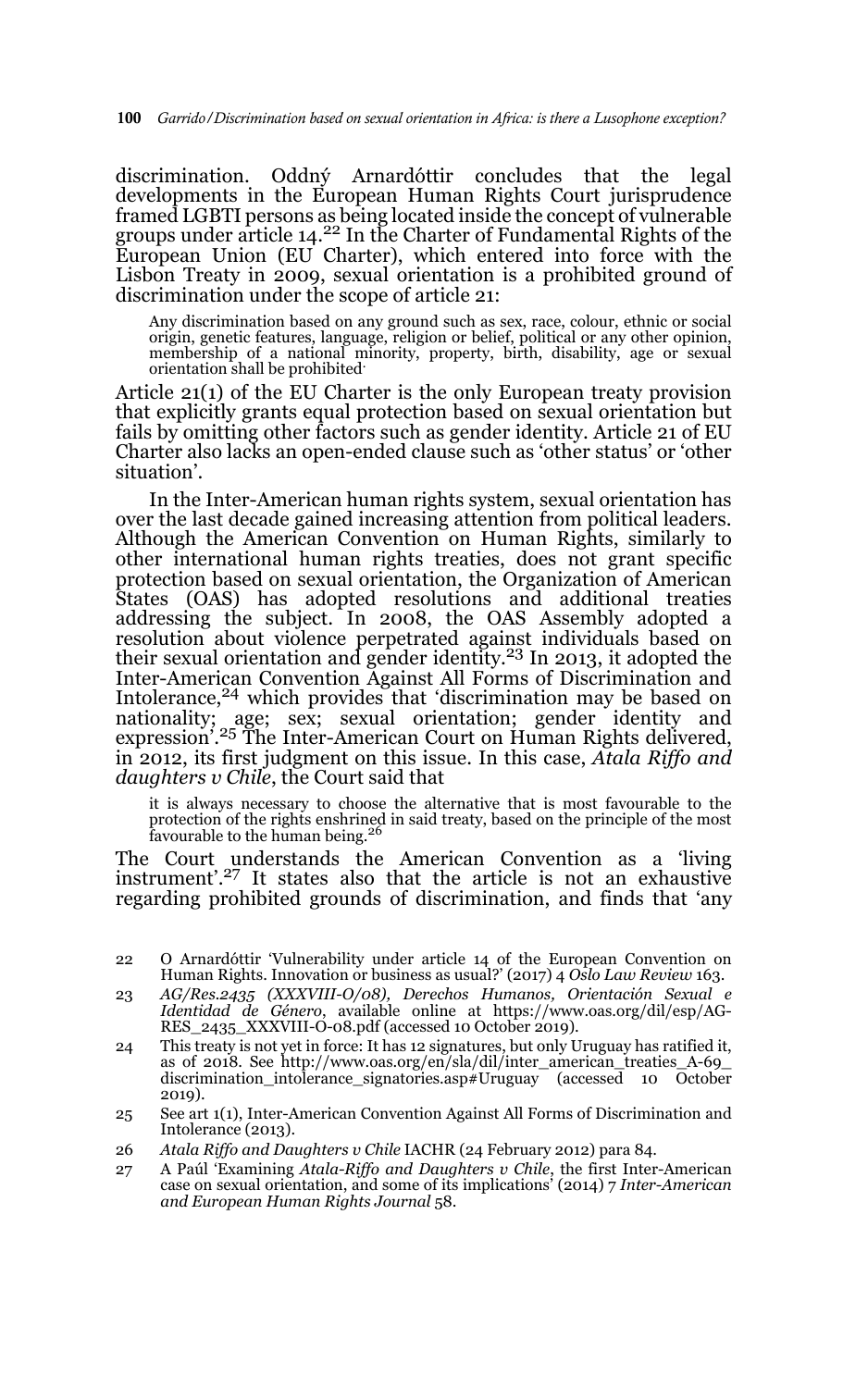discrimination. Oddný Arnardóttir concludes that the legal developments in the European Human Rights Court jurisprudence framed LGBTI persons as being located inside the concept of vulnerable groups under article 14.[22] In the Charter of Fundamental Rights of the European Union (EU Charter), which entered into force with the Lisbon Treaty in 2009, sexual orientation is a prohibited ground of discrimination under the scope of article 21:

> Any discrimination based on any ground such as sex, race, colour, ethnic or social origin, genetic features, language, religion or belief, political or any other opinion, membership of a national minority, property, birth, disability, age or sexual orientation shall be prohibited.

Article 21(1) of the EU Charter is the only European treaty provision that explicitly grants equal protection based on sexual orientation but fails by omitting other factors such as gender identity. Article 21 of EU Charter also lacks an open-ended clause such as 'other status' or 'other situation'.

In the Inter-American human rights system, sexual orientation has over the last decade gained increasing attention from political leaders. Although the American Convention on Human Rights, similarly to other international human rights treaties, does not grant specific protection based on sexual orientation, the Organization of American States (OAS) has adopted resolutions and additional treaties addressing the subject. In 2008, the OAS Assembly adopted a resolution about violence perpetrated against individuals based on their sexual orientation and gender identity.[23] In 2013, it adopted the Inter-American Convention Against All Forms of Discrimination and Intolerance,[24] which provides that 'discrimination may be based on nationality; age; sex; sexual orientation; gender identity and expression'.[25] The Inter-American Court on Human Rights delivered, in 2012, its first judgment on this issue. In this case, *Atala Riffo and daughters v Chile*, the Court said that

> it is always necessary to choose the alternative that is most favourable to the protection of the rights enshrined in said treaty, based on the principle of the most favourable to the human being.[26]

The Court understands the American Convention as a 'living instrument'.[27] It states also that the article is not an exhaustive regarding prohibited grounds of discrimination, and finds that 'any

---

22 O Arnardóttir 'Vulnerability under article 14 of the European Convention on Human Rights. Innovation or business as usual?' (2017) 4 *Oslo Law Review* 163.

23 *AG/Res.2435 (XXXVIII-O/08), Derechos Humanos, Orientación Sexual e Identidad de Género*, available online at https://www.oas.org/dil/esp/AG-RES_2435_XXXVIII-O-08.pdf (accessed 10 October 2019).

24 This treaty is not yet in force: It has 12 signatures, but only Uruguay has ratified it, as of 2018. See http://www.oas.org/en/sla/dil/inter_american_treaties_A-69_discrimination_intolerance_signatories.asp#Uruguay (accessed 10 October 2019).

25 See art 1(1), Inter-American Convention Against All Forms of Discrimination and Intolerance (2013).

26 *Atala Riffo and Daughters v Chile* IACHR (24 February 2012) para 84.

27 A Paúl 'Examining *Atala-Riffo and Daughters v Chile*, the first Inter-American case on sexual orientation, and some of its implications' (2014) 7 *Inter-American and European Human Rights Journal* 58.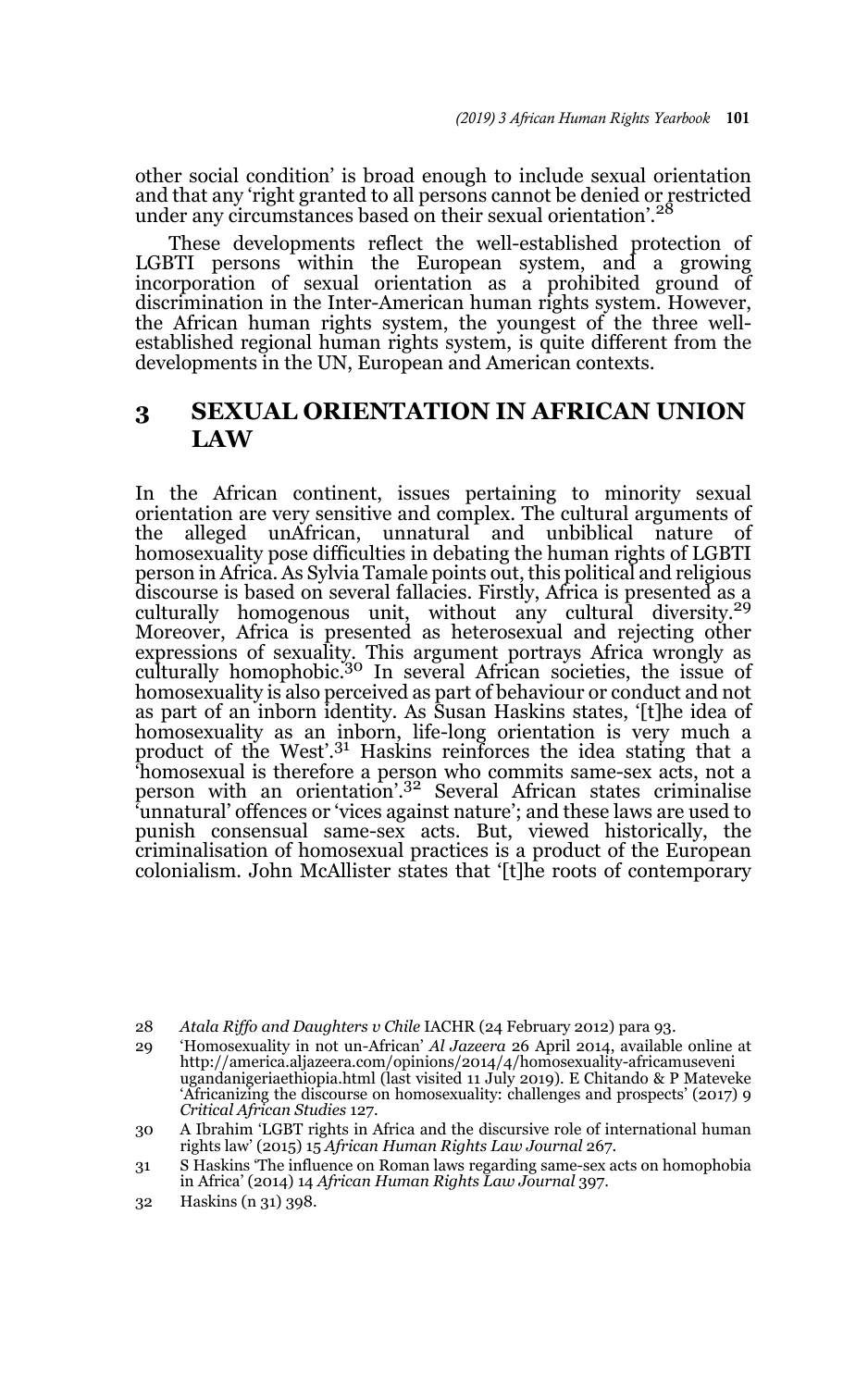other social condition' is broad enough to include sexual orientation and that any 'right granted to all persons cannot be denied or restricted under any circumstances based on their sexual orientation'.[28]

These developments reflect the well-established protection of LGBTI persons within the European system, and a growing incorporation of sexual orientation as a prohibited ground of discrimination in the Inter-American human rights system. However, the African human rights system, the youngest of the three well-established regional human rights system, is quite different from the developments in the UN, European and American contexts.

## 3 SEXUAL ORIENTATION IN AFRICAN UNION LAW

In the African continent, issues pertaining to minority sexual orientation are very sensitive and complex. The cultural arguments of the alleged unAfrican, unnatural and unbiblical nature of homosexuality pose difficulties in debating the human rights of LGBTI person in Africa. As Sylvia Tamale points out, this political and religious discourse is based on several fallacies. Firstly, Africa is presented as a culturally homogenous unit, without any cultural diversity.[29] Moreover, Africa is presented as heterosexual and rejecting other expressions of sexuality. This argument portrays Africa wrongly as culturally homophobic.[30] In several African societies, the issue of homosexuality is also perceived as part of behaviour or conduct and not as part of an inborn identity. As Susan Haskins states, '[t]he idea of homosexuality as an inborn, life-long orientation is very much a product of the West'.[31] Haskins reinforces the idea stating that a 'homosexual is therefore a person who commits same-sex acts, not a person with an orientation'.[32] Several African states criminalise 'unnatural' offences or 'vices against nature'; and these laws are used to punish consensual same-sex acts. But, viewed historically, the criminalisation of homosexual practices is a product of the European colonialism. John McAllister states that '[t]he roots of contemporary

---

28 *Atala Riffo and Daughters v Chile* IACHR (24 February 2012) para 93.

29 'Homosexuality in not un-African' *Al Jazeera* 26 April 2014, available online at http://america.aljazeera.com/opinions/2014/4/homosexuality-africamuseveni ugandanigeriaethiopia.html (last visited 11 July 2019). E Chitando & P Mateveke 'Africanizing the discourse on homosexuality: challenges and prospects' (2017) 9 *Critical African Studies* 127.

30 A Ibrahim 'LGBT rights in Africa and the discursive role of international human rights law' (2015) 15 *African Human Rights Law Journal* 267.

31 S Haskins 'The influence on Roman laws regarding same-sex acts on homophobia in Africa' (2014) 14 *African Human Rights Law Journal* 397.

32 Haskins (n 31) 398.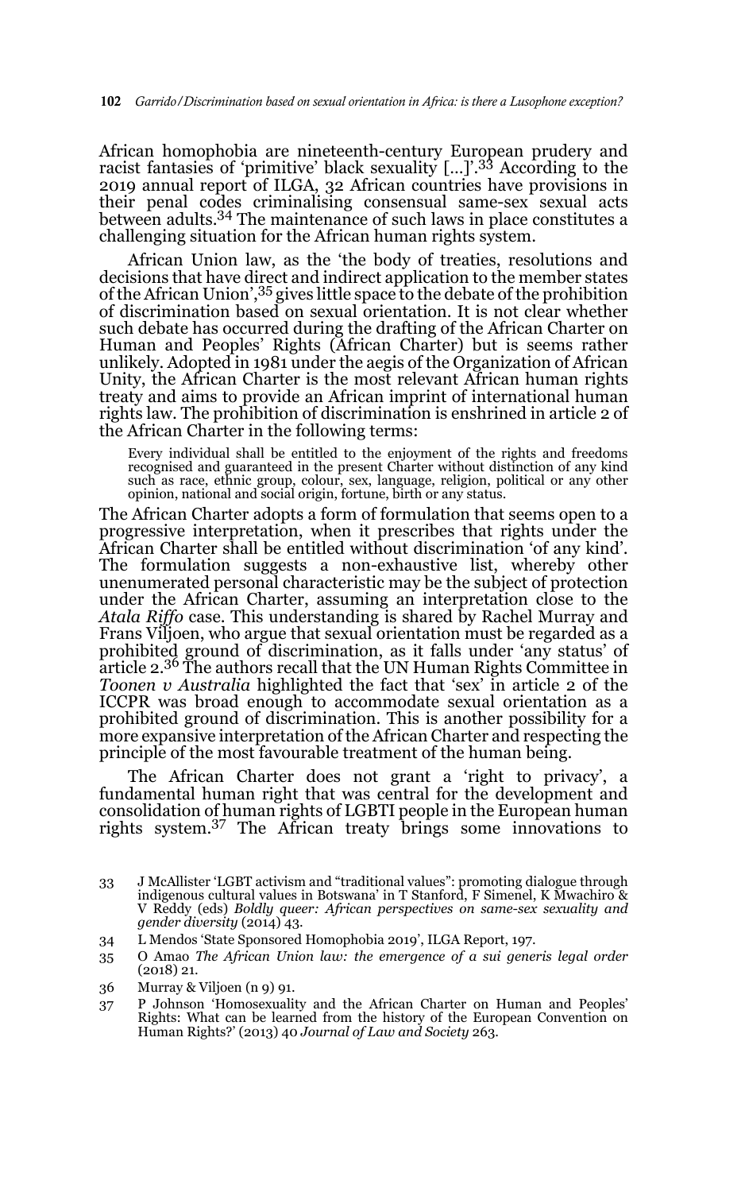African homophobia are nineteenth-century European prudery and racist fantasies of 'primitive' black sexuality […]'.[33] According to the 2019 annual report of ILGA, 32 African countries have provisions in their penal codes criminalising consensual same-sex sexual acts between adults.[34] The maintenance of such laws in place constitutes a challenging situation for the African human rights system.

African Union law, as the 'the body of treaties, resolutions and decisions that have direct and indirect application to the member states of the African Union',[35] gives little space to the debate of the prohibition of discrimination based on sexual orientation. It is not clear whether such debate has occurred during the drafting of the African Charter on Human and Peoples' Rights (African Charter) but is seems rather unlikely. Adopted in 1981 under the aegis of the Organization of African Unity, the African Charter is the most relevant African human rights treaty and aims to provide an African imprint of international human rights law. The prohibition of discrimination is enshrined in article 2 of the African Charter in the following terms:

> Every individual shall be entitled to the enjoyment of the rights and freedoms recognised and guaranteed in the present Charter without distinction of any kind such as race, ethnic group, colour, sex, language, religion, political or any other opinion, national and social origin, fortune, birth or any status.

The African Charter adopts a form of formulation that seems open to a progressive interpretation, when it prescribes that rights under the African Charter shall be entitled without discrimination 'of any kind'. The formulation suggests a non-exhaustive list, whereby other unenumerated personal characteristic may be the subject of protection under the African Charter, assuming an interpretation close to the *Atala Riffo* case. This understanding is shared by Rachel Murray and Frans Viljoen, who argue that sexual orientation must be regarded as a prohibited ground of discrimination, as it falls under 'any status' of article 2.[36] The authors recall that the UN Human Rights Committee in *Toonen v Australia* highlighted the fact that 'sex' in article 2 of the ICCPR was broad enough to accommodate sexual orientation as a prohibited ground of discrimination. This is another possibility for a more expansive interpretation of the African Charter and respecting the principle of the most favourable treatment of the human being.

The African Charter does not grant a 'right to privacy', a fundamental human right that was central for the development and consolidation of human rights of LGBTI people in the European human rights system.[37] The African treaty brings some innovations to

---

33 J McAllister 'LGBT activism and "traditional values": promoting dialogue through indigenous cultural values in Botswana' in T Stanford, F Simenel, K Mwachiro & V Reddy (eds) *Boldly queer: African perspectives on same-sex sexuality and gender diversity* (2014) 43.

34 L Mendos 'State Sponsored Homophobia 2019', ILGA Report, 197.

35 O Amao *The African Union law: the emergence of a sui generis legal order* (2018) 21.

36 Murray & Viljoen (n 9) 91.

37 P Johnson 'Homosexuality and the African Charter on Human and Peoples' Rights: What can be learned from the history of the European Convention on Human Rights?' (2013) 40 *Journal of Law and Society* 263.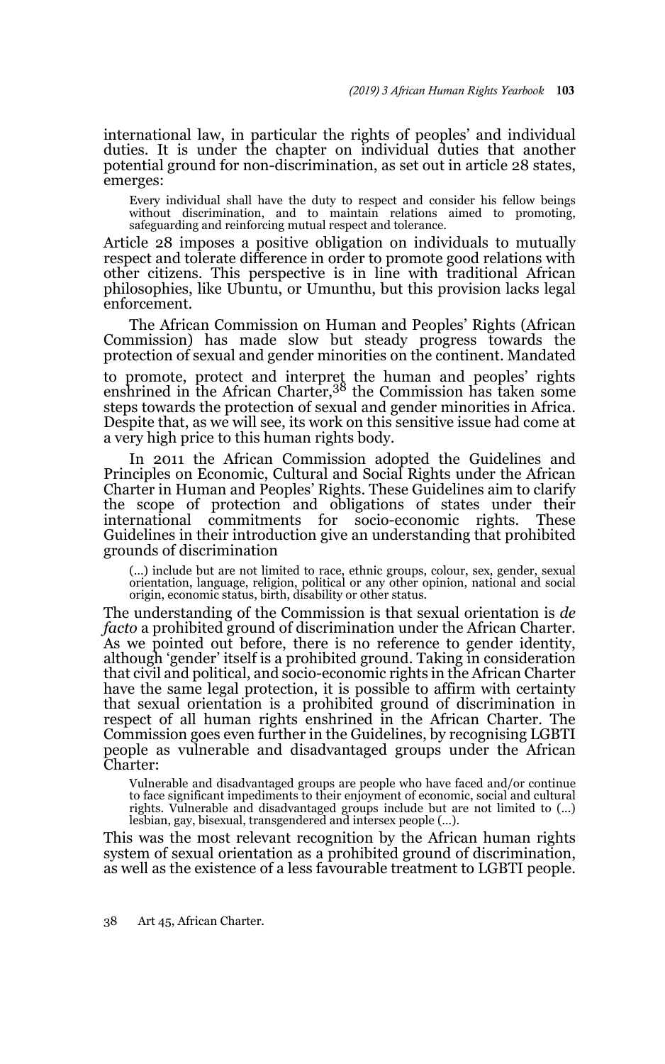international law, in particular the rights of peoples' and individual duties. It is under the chapter on individual duties that another potential ground for non-discrimination, as set out in article 28 states, emerges:

> Every individual shall have the duty to respect and consider his fellow beings without discrimination, and to maintain relations aimed to promoting, safeguarding and reinforcing mutual respect and tolerance.

Article 28 imposes a positive obligation on individuals to mutually respect and tolerate difference in order to promote good relations with other citizens. This perspective is in line with traditional African philosophies, like Ubuntu, or Umunthu, but this provision lacks legal enforcement.

The African Commission on Human and Peoples' Rights (African Commission) has made slow but steady progress towards the protection of sexual and gender minorities on the continent. Mandated to promote, protect and interpret the human and peoples' rights enshrined in the African Charter,[38] the Commission has taken some steps towards the protection of sexual and gender minorities in Africa. Despite that, as we will see, its work on this sensitive issue had come at a very high price to this human rights body.

In 2011 the African Commission adopted the Guidelines and Principles on Economic, Cultural and Social Rights under the African Charter in Human and Peoples' Rights. These Guidelines aim to clarify the scope of protection and obligations of states under their international commitments for socio-economic rights. These Guidelines in their introduction give an understanding that prohibited grounds of discrimination

> (...) include but are not limited to race, ethnic groups, colour, sex, gender, sexual orientation, language, religion, political or any other opinion, national and social origin, economic status, birth, disability or other status.

The understanding of the Commission is that sexual orientation is *de facto* a prohibited ground of discrimination under the African Charter. As we pointed out before, there is no reference to gender identity, although 'gender' itself is a prohibited ground. Taking in consideration that civil and political, and socio-economic rights in the African Charter have the same legal protection, it is possible to affirm with certainty that sexual orientation is a prohibited ground of discrimination in respect of all human rights enshrined in the African Charter. The Commission goes even further in the Guidelines, by recognising LGBTI people as vulnerable and disadvantaged groups under the African Charter:

> Vulnerable and disadvantaged groups are people who have faced and/or continue to face significant impediments to their enjoyment of economic, social and cultural rights. Vulnerable and disadvantaged groups include but are not limited to (...) lesbian, gay, bisexual, transgendered and intersex people (...).

This was the most relevant recognition by the African human rights system of sexual orientation as a prohibited ground of discrimination, as well as the existence of a less favourable treatment to LGBTI people.

38 Art 45, African Charter.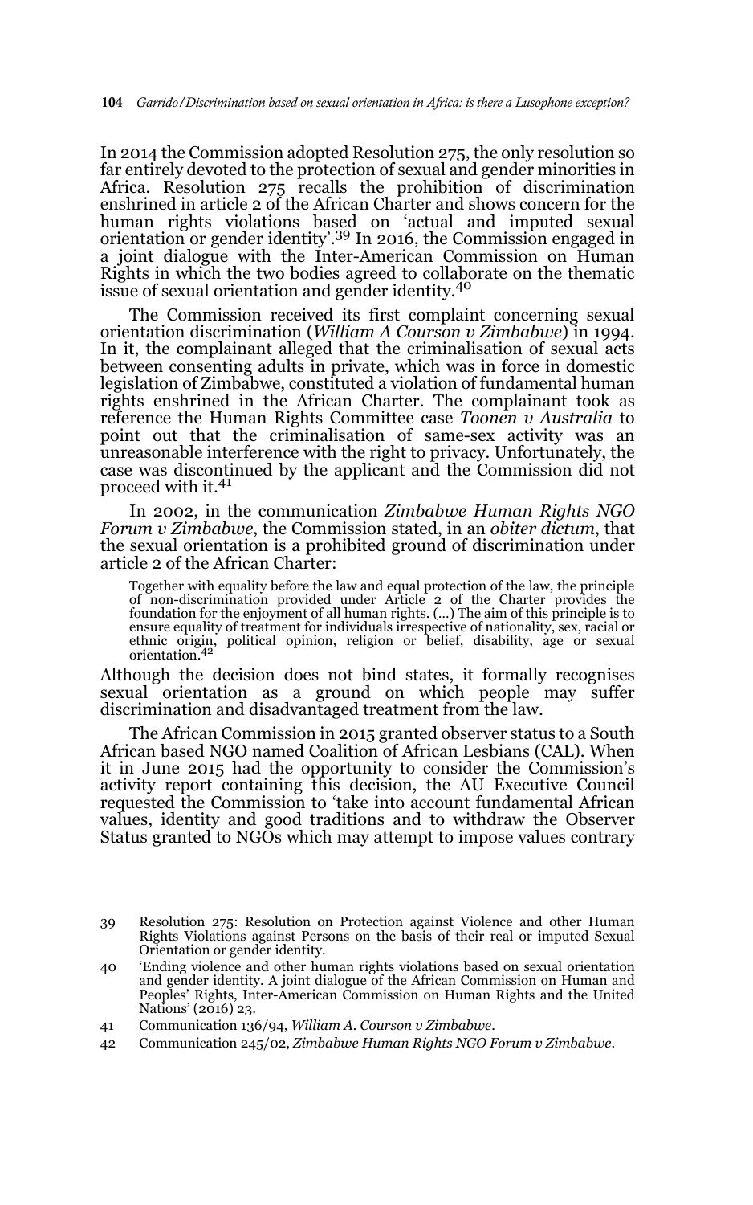In 2014 the Commission adopted Resolution 275, the only resolution so far entirely devoted to the protection of sexual and gender minorities in Africa. Resolution 275 recalls the prohibition of discrimination enshrined in article 2 of the African Charter and shows concern for the human rights violations based on 'actual and imputed sexual orientation or gender identity'.[39] In 2016, the Commission engaged in a joint dialogue with the Inter-American Commission on Human Rights in which the two bodies agreed to collaborate on the thematic issue of sexual orientation and gender identity.[40]

The Commission received its first complaint concerning sexual orientation discrimination (*William A Courson v Zimbabwe*) in 1994. In it, the complainant alleged that the criminalisation of sexual acts between consenting adults in private, which was in force in domestic legislation of Zimbabwe, constituted a violation of fundamental human rights enshrined in the African Charter. The complainant took as reference the Human Rights Committee case *Toonen v Australia* to point out that the criminalisation of same-sex activity was an unreasonable interference with the right to privacy. Unfortunately, the case was discontinued by the applicant and the Commission did not proceed with it.[41]

In 2002, in the communication *Zimbabwe Human Rights NGO Forum v Zimbabwe*, the Commission stated, in an *obiter dictum*, that the sexual orientation is a prohibited ground of discrimination under article 2 of the African Charter:

> Together with equality before the law and equal protection of the law, the principle of non-discrimination provided under Article 2 of the Charter provides the foundation for the enjoyment of all human rights. (...) The aim of this principle is to ensure equality of treatment for individuals irrespective of nationality, sex, racial or ethnic origin, political opinion, religion or belief, disability, age or sexual orientation.[42]

Although the decision does not bind states, it formally recognises sexual orientation as a ground on which people may suffer discrimination and disadvantaged treatment from the law.

The African Commission in 2015 granted observer status to a South African based NGO named Coalition of African Lesbians (CAL). When it in June 2015 had the opportunity to consider the Commission's activity report containing this decision, the AU Executive Council requested the Commission to 'take into account fundamental African values, identity and good traditions and to withdraw the Observer Status granted to NGOs which may attempt to impose values contrary

---

39 Resolution 275: Resolution on Protection against Violence and other Human Rights Violations against Persons on the basis of their real or imputed Sexual Orientation or gender identity.

40 'Ending violence and other human rights violations based on sexual orientation and gender identity. A joint dialogue of the African Commission on Human and Peoples' Rights, Inter-American Commission on Human Rights and the United Nations' (2016) 23.

41 Communication 136/94, *William A. Courson v Zimbabwe*.

42 Communication 245/02, *Zimbabwe Human Rights NGO Forum v Zimbabwe*.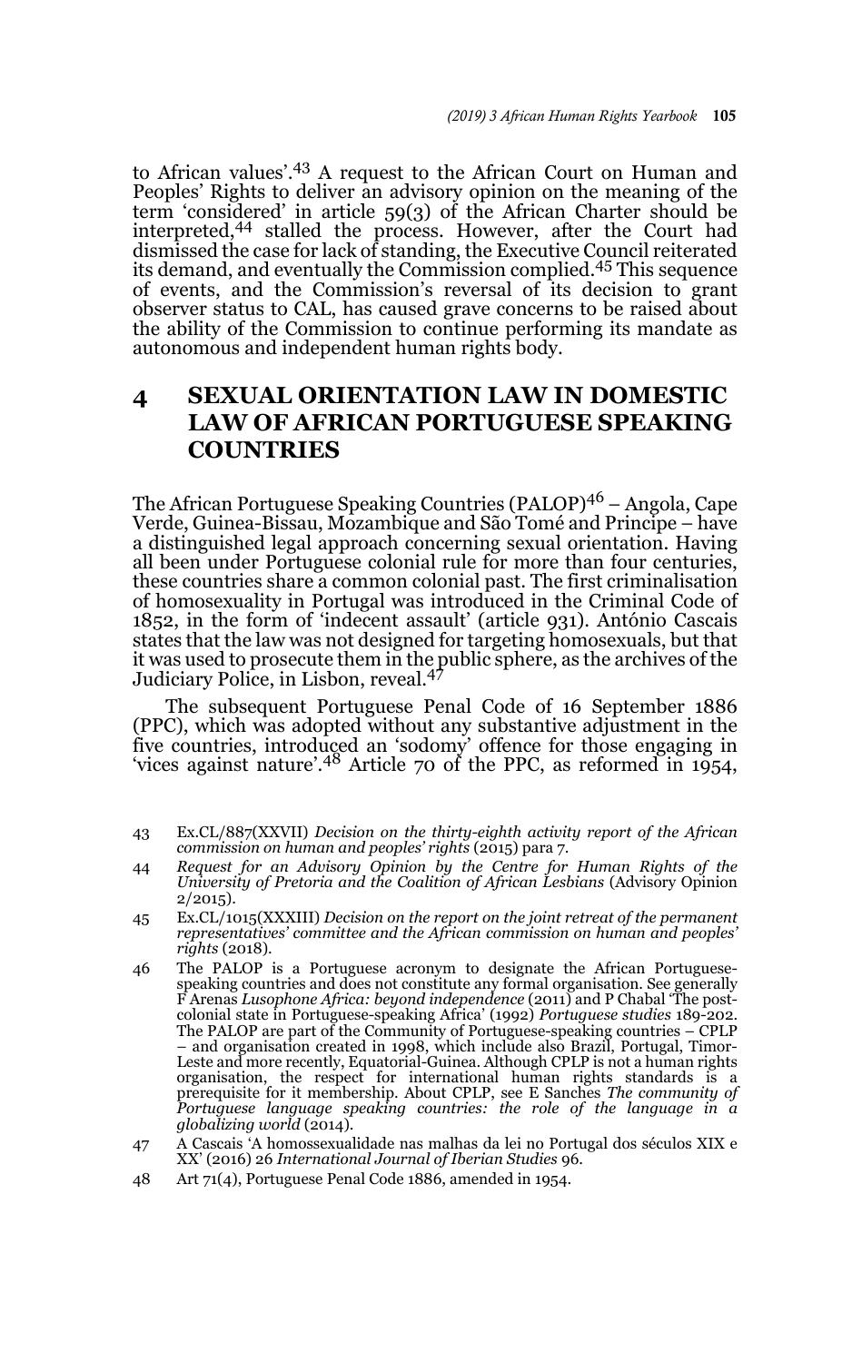to African values'.[43] A request to the African Court on Human and Peoples' Rights to deliver an advisory opinion on the meaning of the term 'considered' in article 59(3) of the African Charter should be interpreted,[44] stalled the process. However, after the Court had dismissed the case for lack of standing, the Executive Council reiterated its demand, and eventually the Commission complied.[45] This sequence of events, and the Commission's reversal of its decision to grant observer status to CAL, has caused grave concerns to be raised about the ability of the Commission to continue performing its mandate as autonomous and independent human rights body.

## 4 SEXUAL ORIENTATION LAW IN DOMESTIC LAW OF AFRICAN PORTUGUESE SPEAKING COUNTRIES

The African Portuguese Speaking Countries (PALOP)[46] – Angola, Cape Verde, Guinea-Bissau, Mozambique and São Tomé and Principe – have a distinguished legal approach concerning sexual orientation. Having all been under Portuguese colonial rule for more than four centuries, these countries share a common colonial past. The first criminalisation of homosexuality in Portugal was introduced in the Criminal Code of 1852, in the form of 'indecent assault' (article 931). António Cascais states that the law was not designed for targeting homosexuals, but that it was used to prosecute them in the public sphere, as the archives of the Judiciary Police, in Lisbon, reveal.[47]

The subsequent Portuguese Penal Code of 16 September 1886 (PPC), which was adopted without any substantive adjustment in the five countries, introduced an 'sodomy' offence for those engaging in 'vices against nature'.[48] Article 70 of the PPC, as reformed in 1954,

---

43 Ex.CL/887(XXVII) *Decision on the thirty-eighth activity report of the African commission on human and peoples' rights* (2015) para 7.

44 *Request for an Advisory Opinion by the Centre for Human Rights of the University of Pretoria and the Coalition of African Lesbians* (Advisory Opinion 2/2015).

45 Ex.CL/1015(XXXIII) *Decision on the report on the joint retreat of the permanent representatives' committee and the African commission on human and peoples' rights* (2018).

46 The PALOP is a Portuguese acronym to designate the African Portuguese-speaking countries and does not constitute any formal organisation. See generally F Arenas *Lusophone Africa: beyond independence* (2011) and P Chabal 'The post-colonial state in Portuguese-speaking Africa' (1992) *Portuguese studies* 189-202. The PALOP are part of the Community of Portuguese-speaking countries – CPLP – and organisation created in 1998, which include also Brazil, Portugal, Timor-Leste and more recently, Equatorial-Guinea. Although CPLP is not a human rights organisation, the respect for international human rights standards is a prerequisite for it membership. About CPLP, see E Sanches *The community of Portuguese language speaking countries: the role of the language in a globalizing world* (2014).

47 A Cascais 'A homossexualidade nas malhas da lei no Portugal dos séculos XIX e XX' (2016) 26 *International Journal of Iberian Studies* 96.

48 Art 71(4), Portuguese Penal Code 1886, amended in 1954.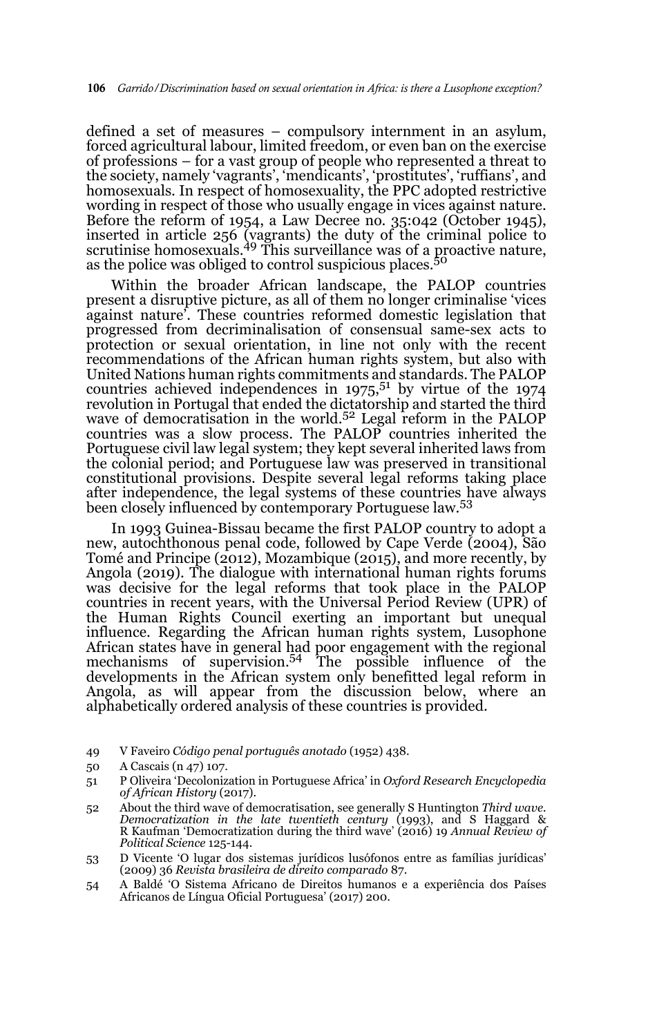defined a set of measures – compulsory internment in an asylum, forced agricultural labour, limited freedom, or even ban on the exercise of professions – for a vast group of people who represented a threat to the society, namely 'vagrants', 'mendicants', 'prostitutes', 'ruffians', and homosexuals. In respect of homosexuality, the PPC adopted restrictive wording in respect of those who usually engage in vices against nature. Before the reform of 1954, a Law Decree no. 35:042 (October 1945), inserted in article 256 (vagrants) the duty of the criminal police to scrutinise homosexuals.[49] This surveillance was of a proactive nature, as the police was obliged to control suspicious places.[50]

Within the broader African landscape, the PALOP countries present a disruptive picture, as all of them no longer criminalise 'vices against nature'. These countries reformed domestic legislation that progressed from decriminalisation of consensual same-sex acts to protection or sexual orientation, in line not only with the recent recommendations of the African human rights system, but also with United Nations human rights commitments and standards. The PALOP countries achieved independences in 1975,[51] by virtue of the 1974 revolution in Portugal that ended the dictatorship and started the third wave of democratisation in the world.[52] Legal reform in the PALOP countries was a slow process. The PALOP countries inherited the Portuguese civil law legal system; they kept several inherited laws from the colonial period; and Portuguese law was preserved in transitional constitutional provisions. Despite several legal reforms taking place after independence, the legal systems of these countries have always been closely influenced by contemporary Portuguese law.[53]

In 1993 Guinea-Bissau became the first PALOP country to adopt a new, autochthonous penal code, followed by Cape Verde (2004), São Tomé and Principe (2012), Mozambique (2015), and more recently, by Angola (2019). The dialogue with international human rights forums was decisive for the legal reforms that took place in the PALOP countries in recent years, with the Universal Period Review (UPR) of the Human Rights Council exerting an important but unequal influence. Regarding the African human rights system, Lusophone African states have in general had poor engagement with the regional mechanisms of supervision.[54] The possible influence of the developments in the African system only benefitted legal reform in Angola, as will appear from the discussion below, where an alphabetically ordered analysis of these countries is provided.

49 V Faveiro *Código penal português anotado* (1952) 438.

50 A Cascais (n 47) 107.

51 P Oliveira 'Decolonization in Portuguese Africa' in *Oxford Research Encyclopedia of African History* (2017).

52 About the third wave of democratisation, see generally S Huntington *Third wave. Democratization in the late twentieth century* (1993), and S Haggard & R Kaufman 'Democratization during the third wave' (2016) 19 *Annual Review of Political Science* 125-144.

53 D Vicente 'O lugar dos sistemas jurídicos lusófonos entre as famílias jurídicas' (2009) 36 *Revista brasileira de direito comparado* 87.

54 A Baldé 'O Sistema Africano de Direitos humanos e a experiência dos Países Africanos de Língua Oficial Portuguesa' (2017) 200.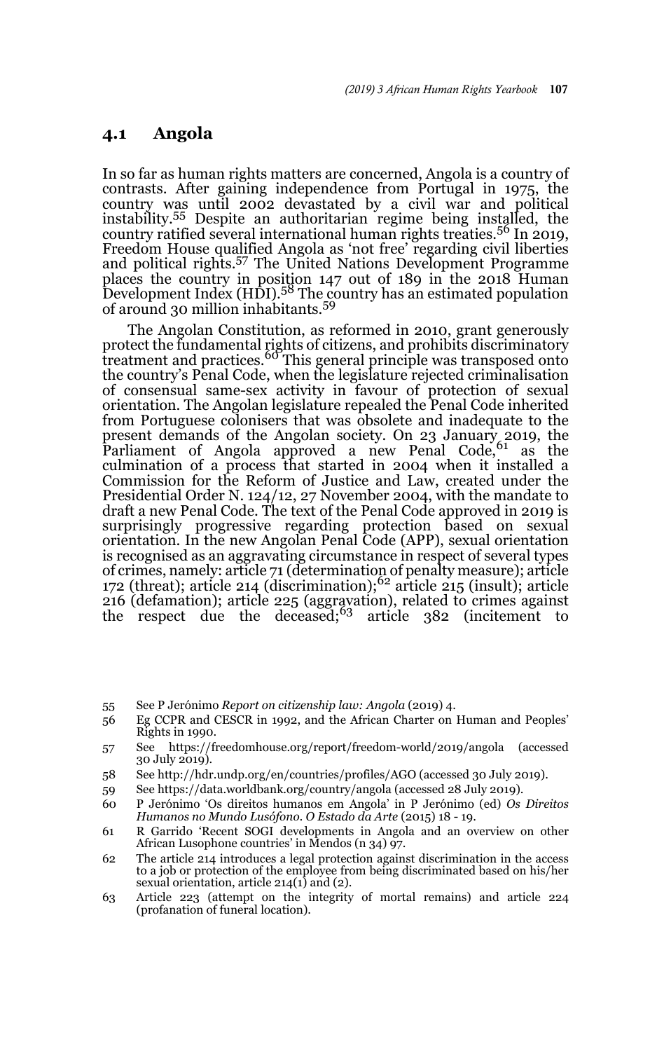## 4.1 Angola

In so far as human rights matters are concerned, Angola is a country of contrasts. After gaining independence from Portugal in 1975, the country was until 2002 devastated by a civil war and political instability.[55] Despite an authoritarian regime being installed, the country ratified several international human rights treaties.[56] In 2019, Freedom House qualified Angola as 'not free' regarding civil liberties and political rights.[57] The United Nations Development Programme places the country in position 147 out of 189 in the 2018 Human Development Index (HDI).[58] The country has an estimated population of around 30 million inhabitants.[59]

The Angolan Constitution, as reformed in 2010, grant generously protect the fundamental rights of citizens, and prohibits discriminatory treatment and practices.[60] This general principle was transposed onto the country's Penal Code, when the legislature rejected criminalisation of consensual same-sex activity in favour of protection of sexual orientation. The Angolan legislature repealed the Penal Code inherited from Portuguese colonisers that was obsolete and inadequate to the present demands of the Angolan society. On 23 January 2019, the Parliament of Angola approved a new Penal Code,[61] as the culmination of a process that started in 2004 when it installed a Commission for the Reform of Justice and Law, created under the Presidential Order N. 124/12, 27 November 2004, with the mandate to draft a new Penal Code. The text of the Penal Code approved in 2019 is surprisingly progressive regarding protection based on sexual orientation. In the new Angolan Penal Code (APP), sexual orientation is recognised as an aggravating circumstance in respect of several types of crimes, namely: article 71 (determination of penalty measure); article 172 (threat); article 214 (discrimination);[62] article 215 (insult); article 216 (defamation); article 225 (aggravation), related to crimes against the respect due the deceased;[63] article 382 (incitement to

---

55 See P Jerónimo *Report on citizenship law: Angola* (2019) 4.

56 Eg CCPR and CESCR in 1992, and the African Charter on Human and Peoples' Rights in 1990.

57 See https://freedomhouse.org/report/freedom-world/2019/angola (accessed 30 July 2019).

58 See http://hdr.undp.org/en/countries/profiles/AGO (accessed 30 July 2019).

59 See https://data.worldbank.org/country/angola (accessed 28 July 2019).

60 P Jerónimo 'Os direitos humanos em Angola' in P Jerónimo (ed) *Os Direitos Humanos no Mundo Lusófono. O Estado da Arte* (2015) 18 - 19.

61 R Garrido 'Recent SOGI developments in Angola and an overview on other African Lusophone countries' in Mendos (n 34) 97.

62 The article 214 introduces a legal protection against discrimination in the access to a job or protection of the employee from being discriminated based on his/her sexual orientation, article 214(1) and (2).

63 Article 223 (attempt on the integrity of mortal remains) and article 224 (profanation of funeral location).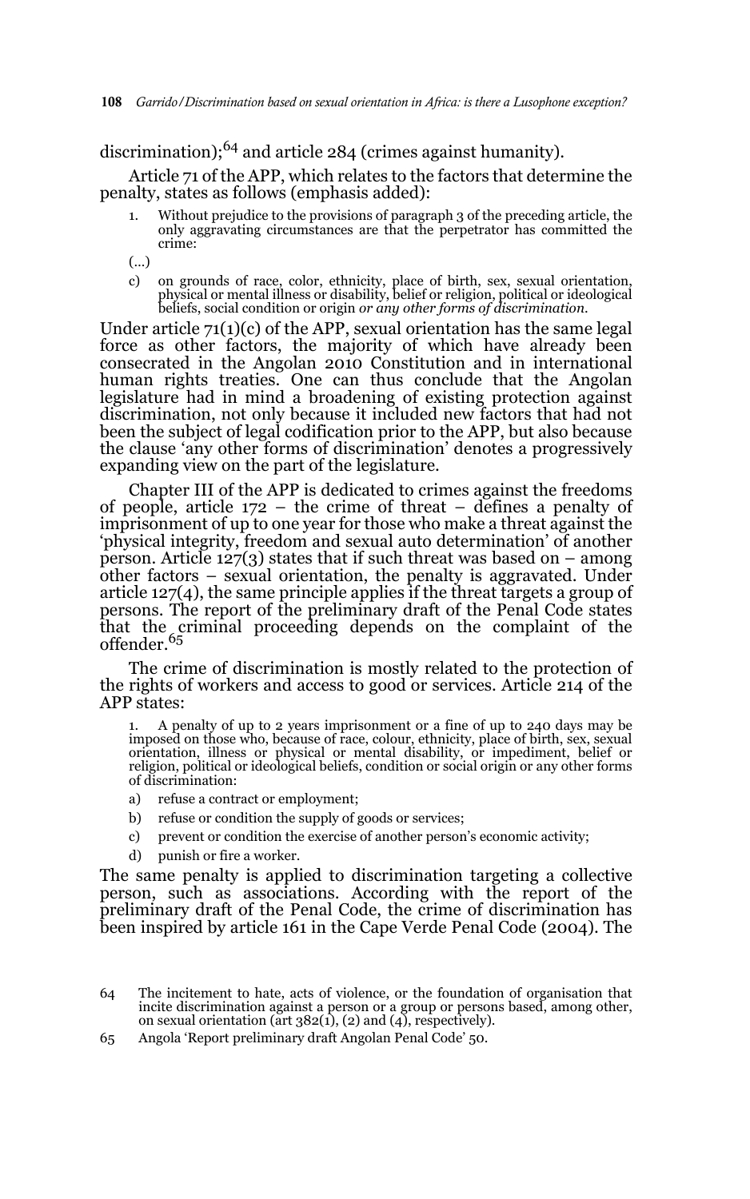discrimination);[64] and article 284 (crimes against humanity).

Article 71 of the APP, which relates to the factors that determine the penalty, states as follows (emphasis added):

> 1. Without prejudice to the provisions of paragraph 3 of the preceding article, the only aggravating circumstances are that the perpetrator has committed the crime:
>
> (...)
>
> c) on grounds of race, color, ethnicity, place of birth, sex, sexual orientation, physical or mental illness or disability, belief or religion, political or ideological beliefs, social condition or origin *or any other forms of discrimination*.

Under article 71(1)(c) of the APP, sexual orientation has the same legal force as other factors, the majority of which have already been consecrated in the Angolan 2010 Constitution and in international human rights treaties. One can thus conclude that the Angolan legislature had in mind a broadening of existing protection against discrimination, not only because it included new factors that had not been the subject of legal codification prior to the APP, but also because the clause 'any other forms of discrimination' denotes a progressively expanding view on the part of the legislature.

Chapter III of the APP is dedicated to crimes against the freedoms of people, article 172 – the crime of threat – defines a penalty of imprisonment of up to one year for those who make a threat against the 'physical integrity, freedom and sexual auto determination' of another person. Article 127(3) states that if such threat was based on – among other factors – sexual orientation, the penalty is aggravated. Under article 127(4), the same principle applies if the threat targets a group of persons. The report of the preliminary draft of the Penal Code states that the criminal proceeding depends on the complaint of the offender.[65]

The crime of discrimination is mostly related to the protection of the rights of workers and access to good or services. Article 214 of the APP states:

> 1. A penalty of up to 2 years imprisonment or a fine of up to 240 days may be imposed on those who, because of race, colour, ethnicity, place of birth, sex, sexual orientation, illness or physical or mental disability, or impediment, belief or religion, political or ideological beliefs, condition or social origin or any other forms of discrimination:
>
> a) refuse a contract or employment;
>
> b) refuse or condition the supply of goods or services;
>
> c) prevent or condition the exercise of another person's economic activity;
>
> d) punish or fire a worker.

The same penalty is applied to discrimination targeting a collective person, such as associations. According with the report of the preliminary draft of the Penal Code, the crime of discrimination has been inspired by article 161 in the Cape Verde Penal Code (2004). The

---

64 The incitement to hate, acts of violence, or the foundation of organisation that incite discrimination against a person or a group or persons based, among other, on sexual orientation (art 382(1), (2) and (4), respectively).

65 Angola 'Report preliminary draft Angolan Penal Code' 50.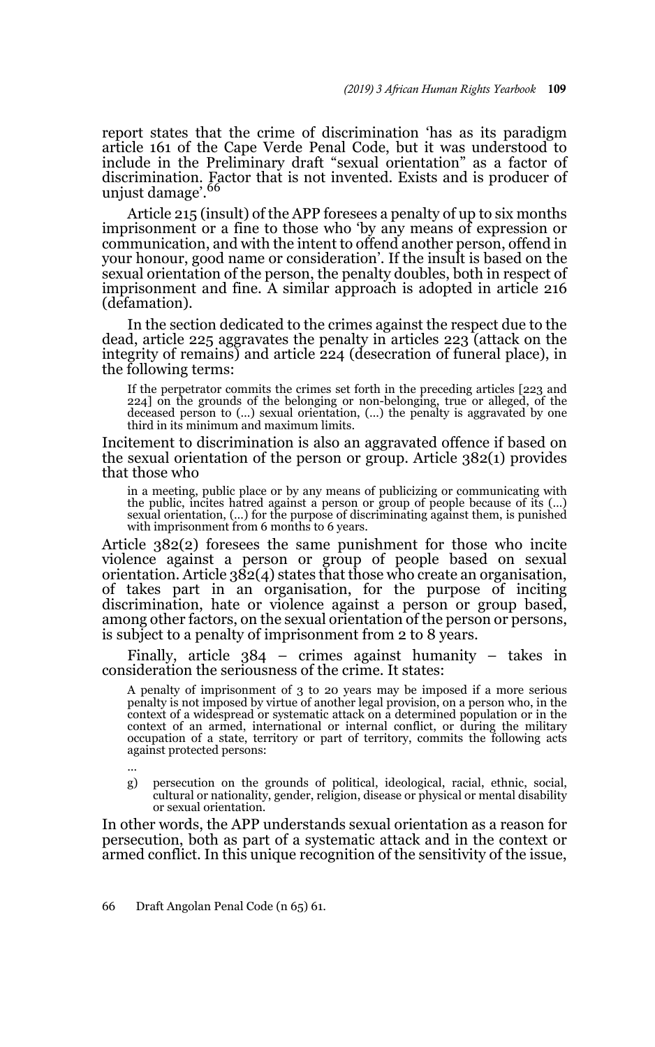report states that the crime of discrimination 'has as its paradigm article 161 of the Cape Verde Penal Code, but it was understood to include in the Preliminary draft "sexual orientation" as a factor of discrimination. Factor that is not invented. Exists and is producer of unjust damage'.[66]

Article 215 (insult) of the APP foresees a penalty of up to six months imprisonment or a fine to those who 'by any means of expression or communication, and with the intent to offend another person, offend in your honour, good name or consideration'. If the insult is based on the sexual orientation of the person, the penalty doubles, both in respect of imprisonment and fine. A similar approach is adopted in article 216 (defamation).

In the section dedicated to the crimes against the respect due to the dead, article 225 aggravates the penalty in articles 223 (attack on the integrity of remains) and article 224 (desecration of funeral place), in the following terms:

> If the perpetrator commits the crimes set forth in the preceding articles [223 and 224] on the grounds of the belonging or non-belonging, true or alleged, of the deceased person to (…) sexual orientation, (…) the penalty is aggravated by one third in its minimum and maximum limits.

Incitement to discrimination is also an aggravated offence if based on the sexual orientation of the person or group. Article 382(1) provides that those who

> in a meeting, public place or by any means of publicizing or communicating with the public, incites hatred against a person or group of people because of its (…) sexual orientation, (…) for the purpose of discriminating against them, is punished with imprisonment from 6 months to 6 years.

Article 382(2) foresees the same punishment for those who incite violence against a person or group of people based on sexual orientation. Article 382(4) states that those who create an organisation, of takes part in an organisation, for the purpose of inciting discrimination, hate or violence against a person or group based, among other factors, on the sexual orientation of the person or persons, is subject to a penalty of imprisonment from 2 to 8 years.

Finally, article 384 – crimes against humanity – takes in consideration the seriousness of the crime. It states:

> A penalty of imprisonment of 3 to 20 years may be imposed if a more serious penalty is not imposed by virtue of another legal provision, on a person who, in the context of a widespread or systematic attack on a determined population or in the context of an armed, international or internal conflict, or during the military occupation of a state, territory or part of territory, commits the following acts against protected persons:
>
> …
>
> g) persecution on the grounds of political, ideological, racial, ethnic, social, cultural or nationality, gender, religion, disease or physical or mental disability or sexual orientation.

In other words, the APP understands sexual orientation as a reason for persecution, both as part of a systematic attack and in the context or armed conflict. In this unique recognition of the sensitivity of the issue,

66 Draft Angolan Penal Code (n 65) 61.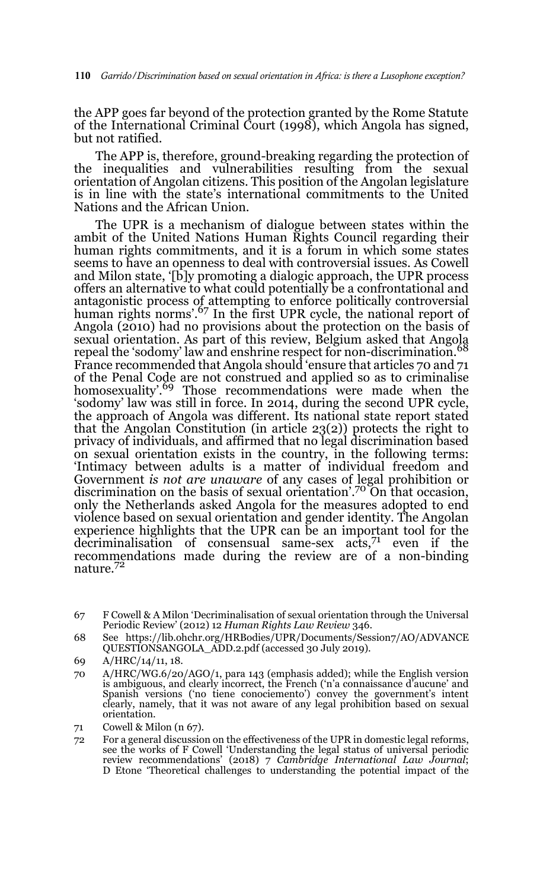the APP goes far beyond of the protection granted by the Rome Statute of the International Criminal Court (1998), which Angola has signed, but not ratified.

The APP is, therefore, ground-breaking regarding the protection of the inequalities and vulnerabilities resulting from the sexual orientation of Angolan citizens. This position of the Angolan legislature is in line with the state's international commitments to the United Nations and the African Union.

The UPR is a mechanism of dialogue between states within the ambit of the United Nations Human Rights Council regarding their human rights commitments, and it is a forum in which some states seems to have an openness to deal with controversial issues. As Cowell and Milon state, '[b]y promoting a dialogic approach, the UPR process offers an alternative to what could potentially be a confrontational and antagonistic process of attempting to enforce politically controversial human rights norms'.[67] In the first UPR cycle, the national report of Angola (2010) had no provisions about the protection on the basis of sexual orientation. As part of this review, Belgium asked that Angola repeal the 'sodomy' law and enshrine respect for non-discrimination.[68] France recommended that Angola should 'ensure that articles 70 and 71 of the Penal Code are not construed and applied so as to criminalise homosexuality'.[69] Those recommendations were made when the 'sodomy' law was still in force. In 2014, during the second UPR cycle, the approach of Angola was different. Its national state report stated that the Angolan Constitution (in article 23(2)) protects the right to privacy of individuals, and affirmed that no legal discrimination based on sexual orientation exists in the country, in the following terms: 'Intimacy between adults is a matter of individual freedom and Government *is not are unaware* of any cases of legal prohibition or discrimination on the basis of sexual orientation'.[70] On that occasion, only the Netherlands asked Angola for the measures adopted to end violence based on sexual orientation and gender identity. The Angolan experience highlights that the UPR can be an important tool for the decriminalisation of consensual same-sex acts,[71] even if the recommendations made during the review are of a non-binding nature.[72]

67 F Cowell & A Milon 'Decriminalisation of sexual orientation through the Universal Periodic Review' (2012) 12 *Human Rights Law Review* 346.

68 See https://lib.ohchr.org/HRBodies/UPR/Documents/Session7/AO/ADVANCEQUESTIONSANGOLA_ADD.2.pdf (accessed 30 July 2019).

69 A/HRC/14/11, 18.

70 A/HRC/WG.6/20/AGO/1, para 143 (emphasis added); while the English version is ambiguous, and clearly incorrect, the French ('n'a connaissance d'aucune' and Spanish versions ('no tiene conociemento') convey the government's intent clearly, namely, that it was not aware of any legal prohibition based on sexual orientation.

71 Cowell & Milon (n 67).

72 For a general discussion on the effectiveness of the UPR in domestic legal reforms, see the works of F Cowell 'Understanding the legal status of universal periodic review recommendations' (2018) 7 *Cambridge International Law Journal*; D Etone 'Theoretical challenges to understanding the potential impact of the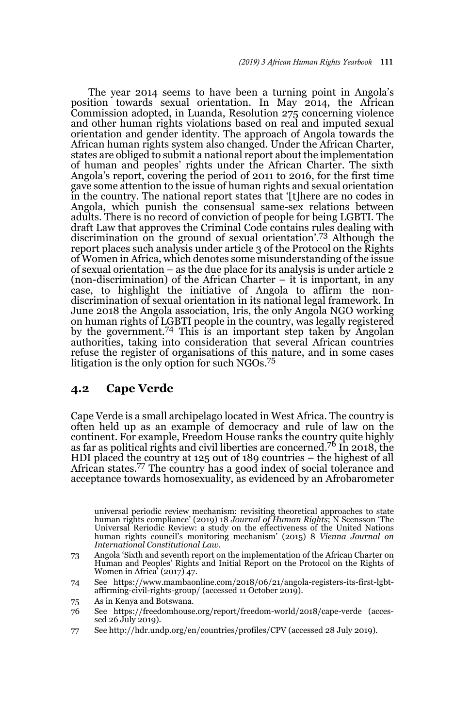The year 2014 seems to have been a turning point in Angola's position towards sexual orientation. In May 2014, the African Commission adopted, in Luanda, Resolution 275 concerning violence and other human rights violations based on real and imputed sexual orientation and gender identity. The approach of Angola towards the African human rights system also changed. Under the African Charter, states are obliged to submit a national report about the implementation of human and peoples' rights under the African Charter. The sixth Angola's report, covering the period of 2011 to 2016, for the first time gave some attention to the issue of human rights and sexual orientation in the country. The national report states that '[t]here are no codes in Angola, which punish the consensual same-sex relations between adults. There is no record of conviction of people for being LGBTI. The draft Law that approves the Criminal Code contains rules dealing with discrimination on the ground of sexual orientation'.[73] Although the report places such analysis under article 3 of the Protocol on the Rights of Women in Africa, which denotes some misunderstanding of the issue of sexual orientation – as the due place for its analysis is under article 2 (non-discrimination) of the African Charter – it is important, in any case, to highlight the initiative of Angola to affirm the non-discrimination of sexual orientation in its national legal framework. In June 2018 the Angola association, Iris, the only Angola NGO working on human rights of LGBTI people in the country, was legally registered by the government.[74] This is an important step taken by Angolan authorities, taking into consideration that several African countries refuse the register of organisations of this nature, and in some cases litigation is the only option for such NGOs.[75]

## 4.2 Cape Verde

Cape Verde is a small archipelago located in West Africa. The country is often held up as an example of democracy and rule of law on the continent. For example, Freedom House ranks the country quite highly as far as political rights and civil liberties are concerned.[76] In 2018, the HDI placed the country at 125 out of 189 countries – the highest of all African states.[77] The country has a good index of social tolerance and acceptance towards homosexuality, as evidenced by an Afrobarometer

universal periodic review mechanism: revisiting theoretical approaches to state human rights compliance' (2019) 18 *Journal of Human Rights*; N Scensson 'The Universal Reriodic Review: a study on the effectiveness of the United Nations human rights council's monitoring mechanism' (2015) 8 *Vienna Journal on International Constitutional Law*.

73 Angola 'Sixth and seventh report on the implementation of the African Charter on Human and Peoples' Rights and Initial Report on the Protocol on the Rights of Women in Africa' (2017) 47.

74 See https://www.mambaonline.com/2018/06/21/angola-registers-its-first-lgbt-affirming-civil-rights-group/ (accessed 11 October 2019).

75 As in Kenya and Botswana.

76 See https://freedomhouse.org/report/freedom-world/2018/cape-verde (accessed 26 July 2019).

77 See http://hdr.undp.org/en/countries/profiles/CPV (accessed 28 July 2019).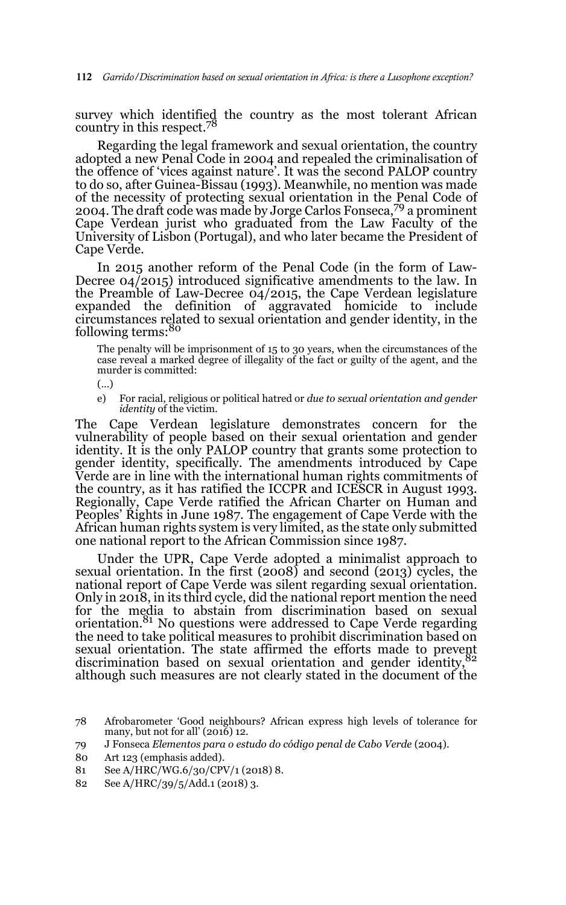survey which identified the country as the most tolerant African country in this respect.[78]

Regarding the legal framework and sexual orientation, the country adopted a new Penal Code in 2004 and repealed the criminalisation of the offence of 'vices against nature'. It was the second PALOP country to do so, after Guinea-Bissau (1993). Meanwhile, no mention was made of the necessity of protecting sexual orientation in the Penal Code of 2004. The draft code was made by Jorge Carlos Fonseca,[79] a prominent Cape Verdean jurist who graduated from the Law Faculty of the University of Lisbon (Portugal), and who later became the President of Cape Verde.

In 2015 another reform of the Penal Code (in the form of Law-Decree 04/2015) introduced significative amendments to the law. In the Preamble of Law-Decree 04/2015, the Cape Verdean legislature expanded the definition of aggravated homicide to include circumstances related to sexual orientation and gender identity, in the following terms:[80]

> The penalty will be imprisonment of 15 to 30 years, when the circumstances of the case reveal a marked degree of illegality of the fact or guilty of the agent, and the murder is committed:
>
> (...)
>
> e) For racial, religious or political hatred or *due to sexual orientation and gender identity* of the victim.

The Cape Verdean legislature demonstrates concern for the vulnerability of people based on their sexual orientation and gender identity. It is the only PALOP country that grants some protection to gender identity, specifically. The amendments introduced by Cape Verde are in line with the international human rights commitments of the country, as it has ratified the ICCPR and ICESCR in August 1993. Regionally, Cape Verde ratified the African Charter on Human and Peoples' Rights in June 1987. The engagement of Cape Verde with the African human rights system is very limited, as the state only submitted one national report to the African Commission since 1987.

Under the UPR, Cape Verde adopted a minimalist approach to sexual orientation. In the first (2008) and second (2013) cycles, the national report of Cape Verde was silent regarding sexual orientation. Only in 2018, in its third cycle, did the national report mention the need for the media to abstain from discrimination based on sexual orientation.[81] No questions were addressed to Cape Verde regarding the need to take political measures to prohibit discrimination based on sexual orientation. The state affirmed the efforts made to prevent discrimination based on sexual orientation and gender identity,[82] although such measures are not clearly stated in the document of the

78 Afrobarometer 'Good neighbours? African express high levels of tolerance for many, but not for all' (2016) 12.

79 J Fonseca *Elementos para o estudo do código penal de Cabo Verde* (2004).

80 Art 123 (emphasis added).

81 See A/HRC/WG.6/30/CPV/1 (2018) 8.

82 See A/HRC/39/5/Add.1 (2018) 3.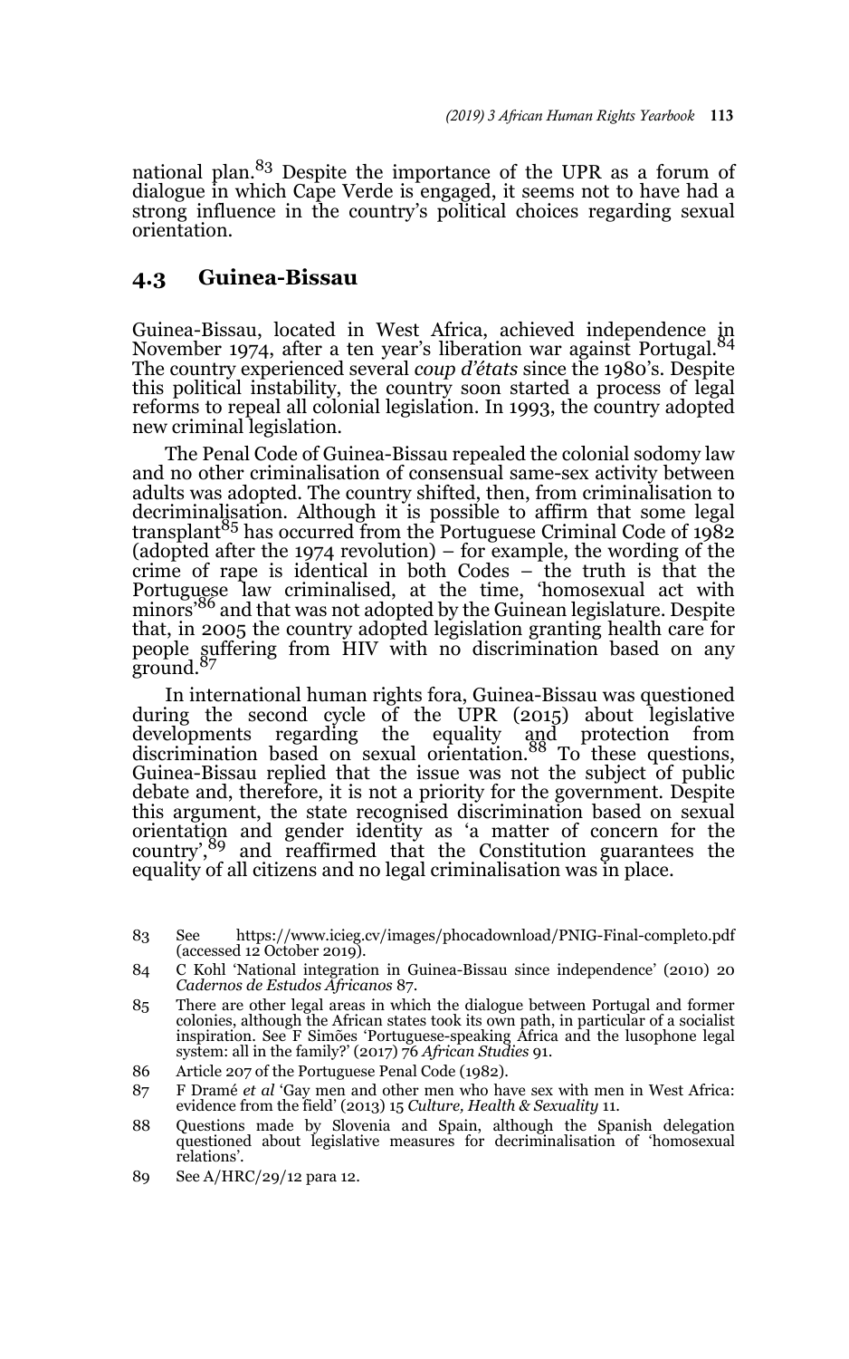national plan.[83] Despite the importance of the UPR as a forum of dialogue in which Cape Verde is engaged, it seems not to have had a strong influence in the country's political choices regarding sexual orientation.

## 4.3 Guinea-Bissau

Guinea-Bissau, located in West Africa, achieved independence in November 1974, after a ten year's liberation war against Portugal.[84] The country experienced several *coup d'états* since the 1980's. Despite this political instability, the country soon started a process of legal reforms to repeal all colonial legislation. In 1993, the country adopted new criminal legislation.

The Penal Code of Guinea-Bissau repealed the colonial sodomy law and no other criminalisation of consensual same-sex activity between adults was adopted. The country shifted, then, from criminalisation to decriminalisation. Although it is possible to affirm that some legal transplant[85] has occurred from the Portuguese Criminal Code of 1982 (adopted after the 1974 revolution) – for example, the wording of the crime of rape is identical in both Codes – the truth is that the Portuguese law criminalised, at the time, 'homosexual act with minors'[86] and that was not adopted by the Guinean legislature. Despite that, in 2005 the country adopted legislation granting health care for people suffering from HIV with no discrimination based on any ground.[87]

In international human rights fora, Guinea-Bissau was questioned during the second cycle of the UPR (2015) about legislative developments regarding the equality and protection from discrimination based on sexual orientation.[88] To these questions, Guinea-Bissau replied that the issue was not the subject of public debate and, therefore, it is not a priority for the government. Despite this argument, the state recognised discrimination based on sexual orientation and gender identity as 'a matter of concern for the country',[89] and reaffirmed that the Constitution guarantees the equality of all citizens and no legal criminalisation was in place.

---

83 See https://www.icieg.cv/images/phocadownload/PNIG-Final-completo.pdf (accessed 12 October 2019).

84 C Kohl 'National integration in Guinea-Bissau since independence' (2010) 20 *Cadernos de Estudos Africanos* 87.

85 There are other legal areas in which the dialogue between Portugal and former colonies, although the African states took its own path, in particular of a socialist inspiration. See F Simões 'Portuguese-speaking Africa and the lusophone legal system: all in the family?' (2017) 76 *African Studies* 91.

86 Article 207 of the Portuguese Penal Code (1982).

87 F Dramé *et al* 'Gay men and other men who have sex with men in West Africa: evidence from the field' (2013) 15 *Culture, Health & Sexuality* 11.

88 Questions made by Slovenia and Spain, although the Spanish delegation questioned about legislative measures for decriminalisation of 'homosexual relations'.

89 See A/HRC/29/12 para 12.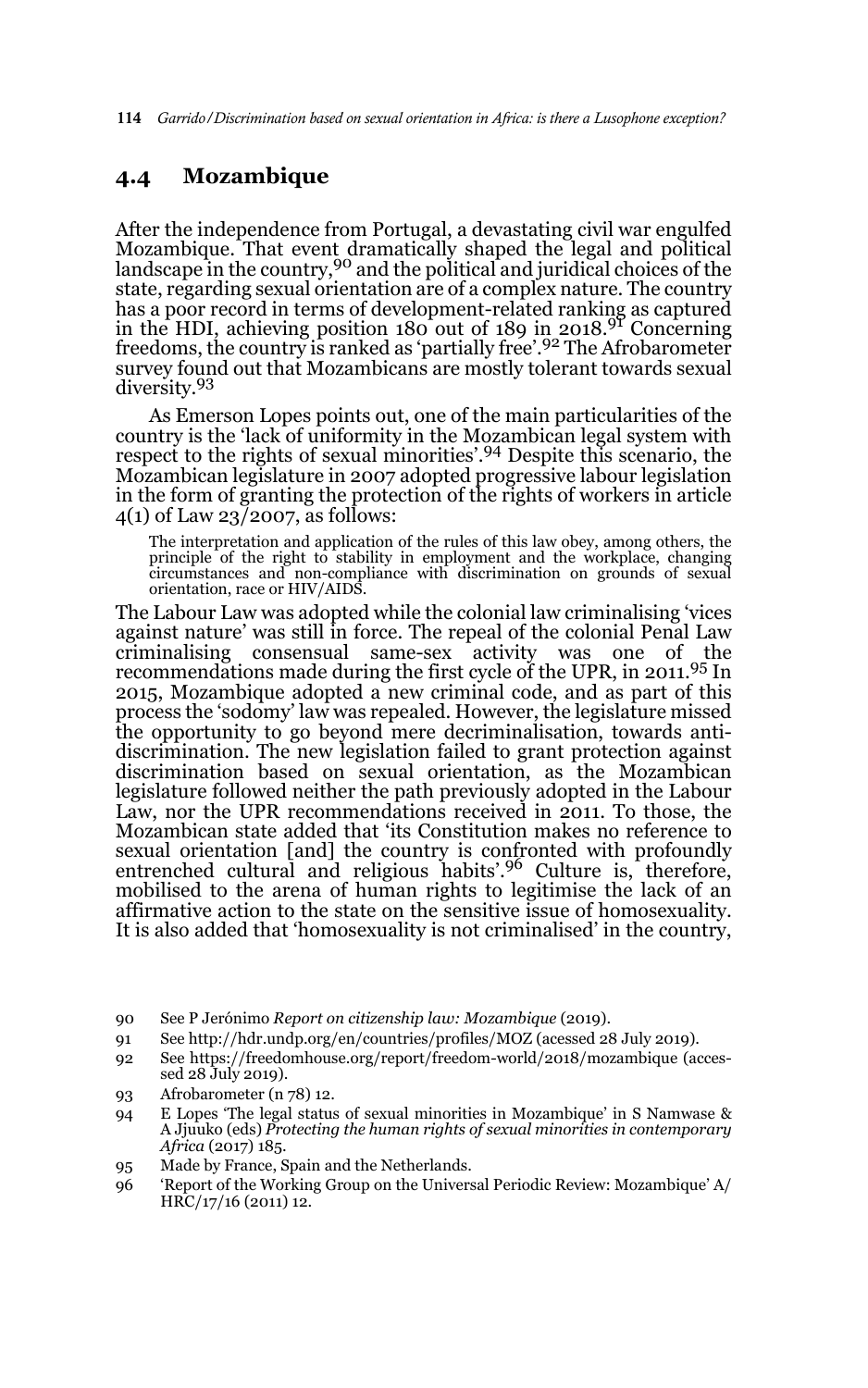## 4.4 Mozambique

After the independence from Portugal, a devastating civil war engulfed Mozambique. That event dramatically shaped the legal and political landscape in the country,[90] and the political and juridical choices of the state, regarding sexual orientation are of a complex nature. The country has a poor record in terms of development-related ranking as captured in the HDI, achieving position 180 out of 189 in 2018.[91] Concerning freedoms, the country is ranked as 'partially free'.[92] The Afrobarometer survey found out that Mozambicans are mostly tolerant towards sexual diversity.[93]

As Emerson Lopes points out, one of the main particularities of the country is the 'lack of uniformity in the Mozambican legal system with respect to the rights of sexual minorities'.[94] Despite this scenario, the Mozambican legislature in 2007 adopted progressive labour legislation in the form of granting the protection of the rights of workers in article 4(1) of Law 23/2007, as follows:

> The interpretation and application of the rules of this law obey, among others, the principle of the right to stability in employment and the workplace, changing circumstances and non-compliance with discrimination on grounds of sexual orientation, race or HIV/AIDS.

The Labour Law was adopted while the colonial law criminalising 'vices against nature' was still in force. The repeal of the colonial Penal Law criminalising consensual same-sex activity was one of the recommendations made during the first cycle of the UPR, in 2011.[95] In 2015, Mozambique adopted a new criminal code, and as part of this process the 'sodomy' law was repealed. However, the legislature missed the opportunity to go beyond mere decriminalisation, towards anti-discrimination. The new legislation failed to grant protection against discrimination based on sexual orientation, as the Mozambican legislature followed neither the path previously adopted in the Labour Law, nor the UPR recommendations received in 2011. To those, the Mozambican state added that 'its Constitution makes no reference to sexual orientation [and] the country is confronted with profoundly entrenched cultural and religious habits'.[96] Culture is, therefore, mobilised to the arena of human rights to legitimise the lack of an affirmative action to the state on the sensitive issue of homosexuality. It is also added that 'homosexuality is not criminalised' in the country,

---

90 See P Jerónimo *Report on citizenship law: Mozambique* (2019).

91 See http://hdr.undp.org/en/countries/profiles/MOZ (acessed 28 July 2019).

92 See https://freedomhouse.org/report/freedom-world/2018/mozambique (accessed 28 July 2019).

93 Afrobarometer (n 78) 12.

94 E Lopes 'The legal status of sexual minorities in Mozambique' in S Namwase & A Jjuuko (eds) *Protecting the human rights of sexual minorities in contemporary Africa* (2017) 185.

95 Made by France, Spain and the Netherlands.

96 'Report of the Working Group on the Universal Periodic Review: Mozambique' A/HRC/17/16 (2011) 12.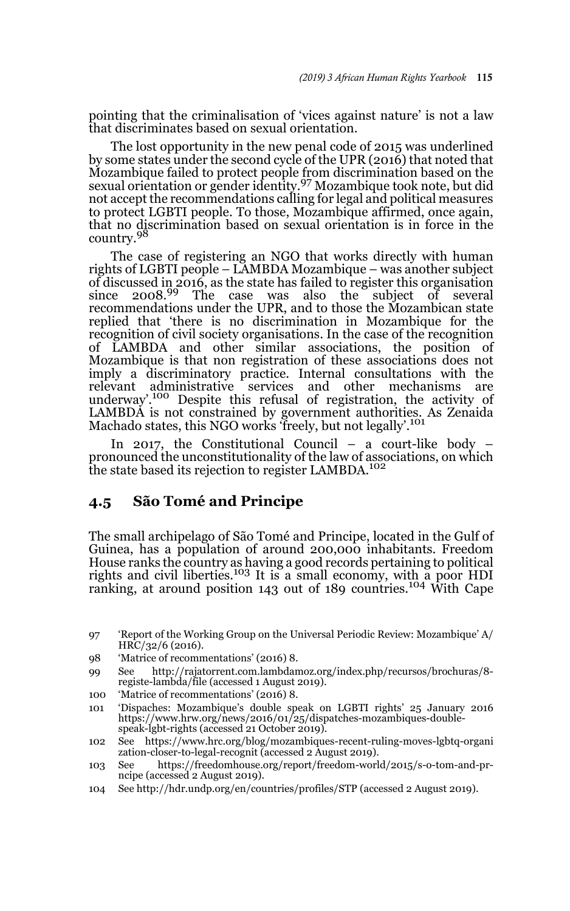pointing that the criminalisation of 'vices against nature' is not a law that discriminates based on sexual orientation.

The lost opportunity in the new penal code of 2015 was underlined by some states under the second cycle of the UPR (2016) that noted that Mozambique failed to protect people from discrimination based on the sexual orientation or gender identity.[97] Mozambique took note, but did not accept the recommendations calling for legal and political measures to protect LGBTI people. To those, Mozambique affirmed, once again, that no discrimination based on sexual orientation is in force in the country.[98]

The case of registering an NGO that works directly with human rights of LGBTI people – LAMBDA Mozambique – was another subject of discussed in 2016, as the state has failed to register this organisation since 2008.[99] The case was also the subject of several recommendations under the UPR, and to those the Mozambican state replied that 'there is no discrimination in Mozambique for the recognition of civil society organisations. In the case of the recognition of LAMBDA and other similar associations, the position of Mozambique is that non registration of these associations does not imply a discriminatory practice. Internal consultations with the relevant administrative services and other mechanisms are underway'.[100] Despite this refusal of registration, the activity of LAMBDA is not constrained by government authorities. As Zenaida Machado states, this NGO works 'freely, but not legally'.[101]

In 2017, the Constitutional Council – a court-like body – pronounced the unconstitutionality of the law of associations, on which the state based its rejection to register LAMBDA.[102]

## 4.5 São Tomé and Principe

The small archipelago of São Tomé and Principe, located in the Gulf of Guinea, has a population of around 200,000 inhabitants. Freedom House ranks the country as having a good records pertaining to political rights and civil liberties.[103] It is a small economy, with a poor HDI ranking, at around position 143 out of 189 countries.[104] With Cape

---

97 'Report of the Working Group on the Universal Periodic Review: Mozambique' A/HRC/32/6 (2016).

98 'Matrice of recommentations' (2016) 8.

99 See http://rajatorrent.com.lambdamoz.org/index.php/recursos/brochuras/8-registe-lambda/file (accessed 1 August 2019).

100 'Matrice of recommentations' (2016) 8.

101 'Dispaches: Mozambique's double speak on LGBTI rights' 25 January 2016 https://www.hrw.org/news/2016/01/25/dispatches-mozambiques-double-speak-lgbt-rights (accessed 21 October 2019).

102 See https://www.hrc.org/blog/mozambiques-recent-ruling-moves-lgbtq-organization-closer-to-legal-recognit (accessed 2 August 2019).

103 See https://freedomhouse.org/report/freedom-world/2015/s-o-tom-and-prncipe (accessed 2 August 2019).

104 See http://hdr.undp.org/en/countries/profiles/STP (accessed 2 August 2019).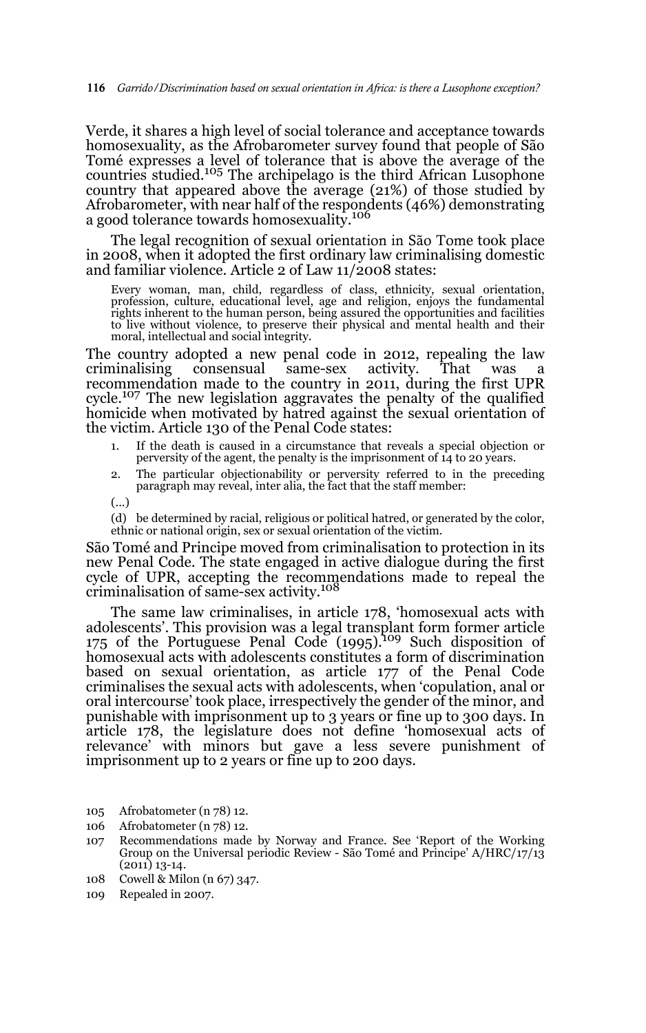Verde, it shares a high level of social tolerance and acceptance towards homosexuality, as the Afrobarometer survey found that people of São Tomé expresses a level of tolerance that is above the average of the countries studied.[105] The archipelago is the third African Lusophone country that appeared above the average (21%) of those studied by Afrobarometer, with near half of the respondents (46%) demonstrating a good tolerance towards homosexuality.[106]

The legal recognition of sexual orientation in São Tome took place in 2008, when it adopted the first ordinary law criminalising domestic and familiar violence. Article 2 of Law 11/2008 states:

> Every woman, man, child, regardless of class, ethnicity, sexual orientation, profession, culture, educational level, age and religion, enjoys the fundamental rights inherent to the human person, being assured the opportunities and facilities to live without violence, to preserve their physical and mental health and their moral, intellectual and social integrity.

The country adopted a new penal code in 2012, repealing the law criminalising consensual same-sex activity. That was a recommendation made to the country in 2011, during the first UPR cycle.[107] The new legislation aggravates the penalty of the qualified homicide when motivated by hatred against the sexual orientation of the victim. Article 130 of the Penal Code states:

> 1. If the death is caused in a circumstance that reveals a special objection or perversity of the agent, the penalty is the imprisonment of 14 to 20 years.
> 2. The particular objectionability or perversity referred to in the preceding paragraph may reveal, inter alia, the fact that the staff member:
>
> (...)
>
> (d) be determined by racial, religious or political hatred, or generated by the color, ethnic or national origin, sex or sexual orientation of the victim.

São Tomé and Principe moved from criminalisation to protection in its new Penal Code. The state engaged in active dialogue during the first cycle of UPR, accepting the recommendations made to repeal the criminalisation of same-sex activity.[108]

The same law criminalises, in article 178, 'homosexual acts with adolescents'. This provision was a legal transplant form former article 175 of the Portuguese Penal Code (1995).[109] Such disposition of homosexual acts with adolescents constitutes a form of discrimination based on sexual orientation, as article 177 of the Penal Code criminalises the sexual acts with adolescents, when 'copulation, anal or oral intercourse' took place, irrespectively the gender of the minor, and punishable with imprisonment up to 3 years or fine up to 300 days. In article 178, the legislature does not define 'homosexual acts of relevance' with minors but gave a less severe punishment of imprisonment up to 2 years or fine up to 200 days.

---

105 Afrobatometer (n 78) 12.

106 Afrobatometer (n 78) 12.

107 Recommendations made by Norway and France. See 'Report of the Working Group on the Universal periodic Review - São Tomé and Principe' A/HRC/17/13 (2011) 13-14.

108 Cowell & Milon (n 67) 347.

109 Repealed in 2007.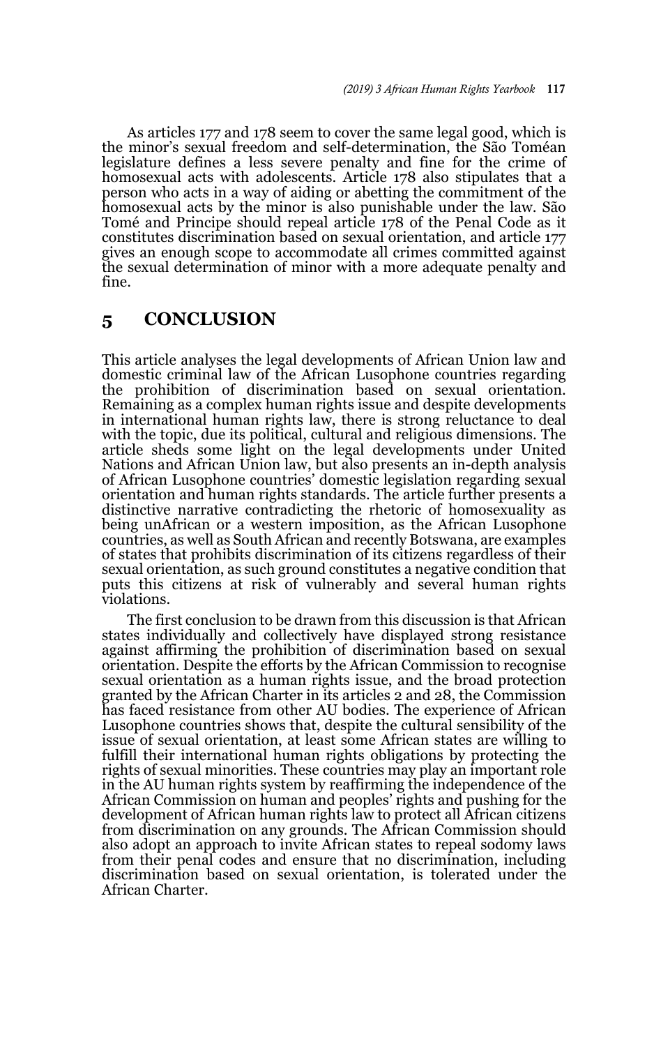As articles 177 and 178 seem to cover the same legal good, which is the minor's sexual freedom and self-determination, the São Toméan legislature defines a less severe penalty and fine for the crime of homosexual acts with adolescents. Article 178 also stipulates that a person who acts in a way of aiding or abetting the commitment of the homosexual acts by the minor is also punishable under the law. São Tomé and Principe should repeal article 178 of the Penal Code as it constitutes discrimination based on sexual orientation, and article 177 gives an enough scope to accommodate all crimes committed against the sexual determination of minor with a more adequate penalty and fine.

## 5 CONCLUSION

This article analyses the legal developments of African Union law and domestic criminal law of the African Lusophone countries regarding the prohibition of discrimination based on sexual orientation. Remaining as a complex human rights issue and despite developments in international human rights law, there is strong reluctance to deal with the topic, due its political, cultural and religious dimensions. The article sheds some light on the legal developments under United Nations and African Union law, but also presents an in-depth analysis of African Lusophone countries' domestic legislation regarding sexual orientation and human rights standards. The article further presents a distinctive narrative contradicting the rhetoric of homosexuality as being unAfrican or a western imposition, as the African Lusophone countries, as well as South African and recently Botswana, are examples of states that prohibits discrimination of its citizens regardless of their sexual orientation, as such ground constitutes a negative condition that puts this citizens at risk of vulnerably and several human rights violations.

The first conclusion to be drawn from this discussion is that African states individually and collectively have displayed strong resistance against affirming the prohibition of discrimination based on sexual orientation. Despite the efforts by the African Commission to recognise sexual orientation as a human rights issue, and the broad protection granted by the African Charter in its articles 2 and 28, the Commission has faced resistance from other AU bodies. The experience of African Lusophone countries shows that, despite the cultural sensibility of the issue of sexual orientation, at least some African states are willing to fulfill their international human rights obligations by protecting the rights of sexual minorities. These countries may play an important role in the AU human rights system by reaffirming the independence of the African Commission on human and peoples' rights and pushing for the development of African human rights law to protect all African citizens from discrimination on any grounds. The African Commission should also adopt an approach to invite African states to repeal sodomy laws from their penal codes and ensure that no discrimination, including discrimination based on sexual orientation, is tolerated under the African Charter.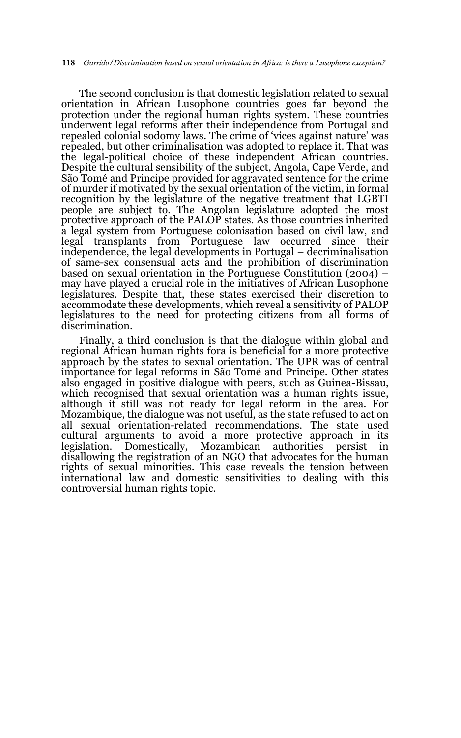The second conclusion is that domestic legislation related to sexual orientation in African Lusophone countries goes far beyond the protection under the regional human rights system. These countries underwent legal reforms after their independence from Portugal and repealed colonial sodomy laws. The crime of 'vices against nature' was repealed, but other criminalisation was adopted to replace it. That was the legal-political choice of these independent African countries. Despite the cultural sensibility of the subject, Angola, Cape Verde, and São Tomé and Principe provided for aggravated sentence for the crime of murder if motivated by the sexual orientation of the victim, in formal recognition by the legislature of the negative treatment that LGBTI people are subject to. The Angolan legislature adopted the most protective approach of the PALOP states. As those countries inherited a legal system from Portuguese colonisation based on civil law, and legal transplants from Portuguese law occurred since their independence, the legal developments in Portugal – decriminalisation of same-sex consensual acts and the prohibition of discrimination based on sexual orientation in the Portuguese Constitution (2004) – may have played a crucial role in the initiatives of African Lusophone legislatures. Despite that, these states exercised their discretion to accommodate these developments, which reveal a sensitivity of PALOP legislatures to the need for protecting citizens from all forms of discrimination.

Finally, a third conclusion is that the dialogue within global and regional African human rights fora is beneficial for a more protective approach by the states to sexual orientation. The UPR was of central importance for legal reforms in São Tomé and Principe. Other states also engaged in positive dialogue with peers, such as Guinea-Bissau, which recognised that sexual orientation was a human rights issue, although it still was not ready for legal reform in the area. For Mozambique, the dialogue was not useful, as the state refused to act on all sexual orientation-related recommendations. The state used cultural arguments to avoid a more protective approach in its legislation. Domestically, Mozambican authorities persist in disallowing the registration of an NGO that advocates for the human rights of sexual minorities. This case reveals the tension between international law and domestic sensitivities to dealing with this controversial human rights topic.